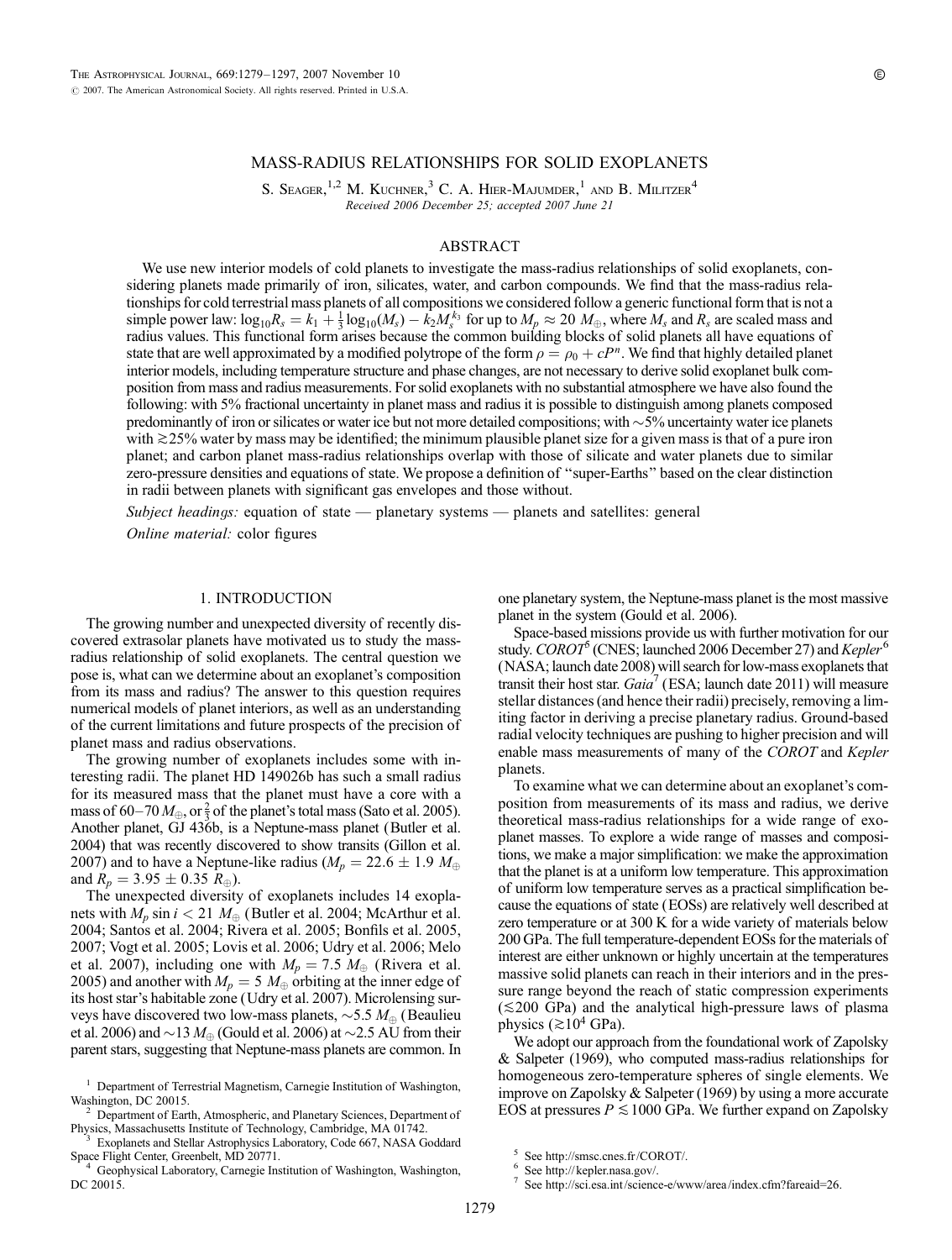# MASS-RADIUS RELATIONSHIPS FOR SOLID EXOPLANETS

S. Seager,[1,2] M. Kuchner,[3] C. A. Hier-Majumder,[1] and B. Militzer[4]

*Received 2006 December 25; accepted 2007 June 21*

## ABSTRACT

We use new interior models of cold planets to investigate the mass-radius relationships of solid exoplanets, considering planets made primarily of iron, silicates, water, and carbon compounds. We find that the mass-radius relationships for cold terrestrial mass planets of all compositions we considered follow a generic functional form that is not a simple power law: $\log_{10}R_s = k_1 + \frac{1}{3}\log_{10}(M_s) - k_2 M_s^{k_3}$ for up to $M_p \approx 20\ M_\oplus$, where $M_s$ and $R_s$ are scaled mass and radius values. This functional form arises because the common building blocks of solid planets all have equations of state that are well approximated by a modified polytrope of the form $\rho = \rho_0 + cP^n$. We find that highly detailed planet interior models, including temperature structure and phase changes, are not necessary to derive solid exoplanet bulk composition from mass and radius measurements. For solid exoplanets with no substantial atmosphere we have also found the following: with 5% fractional uncertainty in planet mass and radius it is possible to distinguish among planets composed predominantly of iron or silicates or water ice but not more detailed compositions; with ~5% uncertainty water ice planets with $\gtrsim$25% water by mass may be identified; the minimum plausible planet size for a given mass is that of a pure iron planet; and carbon planet mass-radius relationships overlap with those of silicate and water planets due to similar zero-pressure densities and equations of state. We propose a definition of "super-Earths" based on the clear distinction in radii between planets with significant gas envelopes and those without.

*Subject headings:* equation of state — planetary systems — planets and satellites: general

*Online material:* color figures

## 1. INTRODUCTION

The growing number and unexpected diversity of recently discovered extrasolar planets have motivated us to study the mass-radius relationship of solid exoplanets. The central question we pose is, what can we determine about an exoplanet's composition from its mass and radius? The answer to this question requires numerical models of planet interiors, as well as an understanding of the current limitations and future prospects of the precision of planet mass and radius observations.

The growing number of exoplanets includes some with interesting radii. The planet HD 149026b has such a small radius for its measured mass that the planet must have a core with a mass of 60–70 $M_\oplus$, or $\frac{2}{3}$ of the planet's total mass (Sato et al. 2005). Another planet, GJ 436b, is a Neptune-mass planet (Butler et al. 2004) that was recently discovered to show transits (Gillon et al. 2007) and to have a Neptune-like radius ($M_p = 22.6 \pm 1.9\ M_\oplus$ and $R_p = 3.95 \pm 0.35\ R_\oplus$).

The unexpected diversity of exoplanets includes 14 exoplanets with $M_p \sin i < 21\ M_\oplus$ (Butler et al. 2004; McArthur et al. 2004; Santos et al. 2004; Rivera et al. 2005; Bonfils et al. 2005, 2007; Vogt et al. 2005; Lovis et al. 2006; Udry et al. 2006; Melo et al. 2007), including one with $M_p = 7.5\ M_\oplus$ (Rivera et al. 2005) and another with $M_p = 5\ M_\oplus$ orbiting at the inner edge of its host star's habitable zone (Udry et al. 2007). Microlensing surveys have discovered two low-mass planets, ~5.5 $M_\oplus$ (Beaulieu et al. 2006) and ~13 $M_\oplus$ (Gould et al. 2006) at ~2.5 AU from their parent stars, suggesting that Neptune-mass planets are common. In one planetary system, the Neptune-mass planet is the most massive planet in the system (Gould et al. 2006).

Space-based missions provide us with further motivation for our study. *COROT*[5] (CNES; launched 2006 December 27) and *Kepler*[6] (NASA; launch date 2008) will search for low-mass exoplanets that transit their host star. *Gaia*[7] (ESA; launch date 2011) will measure stellar distances (and hence their radii) precisely, removing a limiting factor in deriving a precise planetary radius. Ground-based radial velocity techniques are pushing to higher precision and will enable mass measurements of many of the *COROT* and *Kepler* planets.

To examine what we can determine about an exoplanet's composition from measurements of its mass and radius, we derive theoretical mass-radius relationships for a wide range of exoplanet masses. To explore a wide range of masses and compositions, we make a major simplification: we make the approximation that the planet is at a uniform low temperature. This approximation of uniform low temperature serves as a practical simplification because the equations of state (EOSs) are relatively well described at zero temperature or at 300 K for a wide variety of materials below 200 GPa. The full temperature-dependent EOSs for the materials of interest are either unknown or highly uncertain at the temperatures massive solid planets can reach in their interiors and in the pressure range beyond the reach of static compression experiments ($\lesssim$200 GPa) and the analytical high-pressure laws of plasma physics ($\gtrsim$$10^4$ GPa).

We adopt our approach from the foundational work of Zapolsky & Salpeter (1969), who computed mass-radius relationships for homogeneous zero-temperature spheres of single elements. We improve on Zapolsky & Salpeter (1969) by using a more accurate EOS at pressures $P \lesssim 1000$ GPa. We further expand on Zapolsky

[1] Department of Terrestrial Magnetism, Carnegie Institution of Washington, Washington, DC 20015.

[2] Department of Earth, Atmospheric, and Planetary Sciences, Department of Physics, Massachusetts Institute of Technology, Cambridge, MA 01742.

[3] Exoplanets and Stellar Astrophysics Laboratory, Code 667, NASA Goddard Space Flight Center, Greenbelt, MD 20771.

[4] Geophysical Laboratory, Carnegie Institution of Washington, Washington, DC 20015.

[5] See http://smsc.cnes.fr/COROT/.

[6] See http://kepler.nasa.gov/.

[7] See http://sci.esa.int/science-e/www/area/index.cfm?fareaid=26.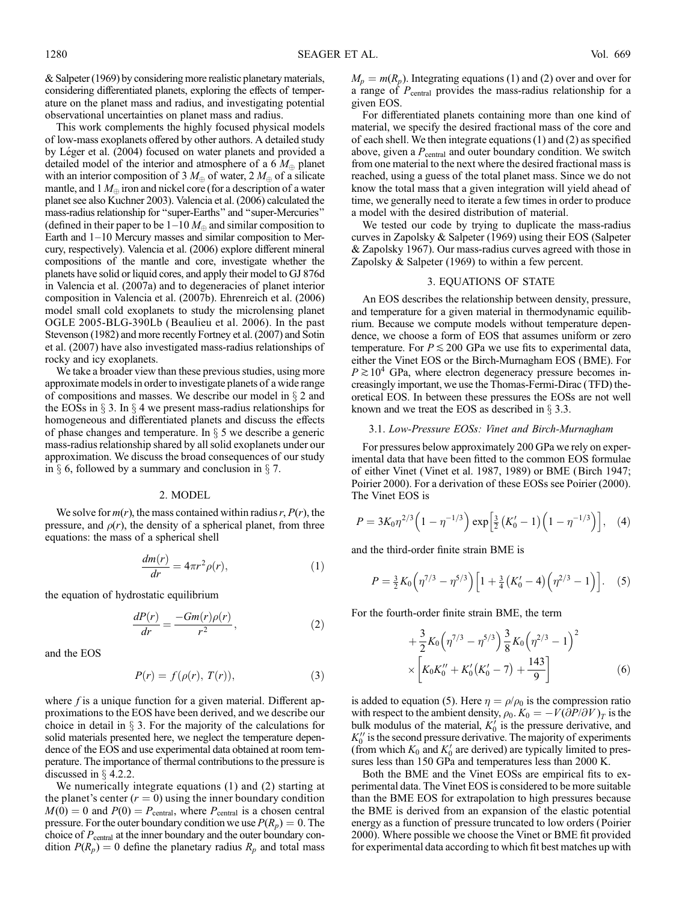& Salpeter (1969) by considering more realistic planetary materials, considering differentiated planets, exploring the effects of temperature on the planet mass and radius, and investigating potential observational uncertainties on planet mass and radius.

This work complements the highly focused physical models of low-mass exoplanets offered by other authors. A detailed study by Léger et al. (2004) focused on water planets and provided a detailed model of the interior and atmosphere of a 6 $M_\oplus$ planet with an interior composition of 3 $M_\oplus$ of water, 2 $M_\oplus$ of a silicate mantle, and 1 $M_\oplus$ iron and nickel core (for a description of a water planet see also Kuchner 2003). Valencia et al. (2006) calculated the mass-radius relationship for "super-Earths" and "super-Mercuries" (defined in their paper to be 1–10 $M_\oplus$ and similar composition to Earth and 1–10 Mercury masses and similar composition to Mercury, respectively). Valencia et al. (2006) explore different mineral compositions of the mantle and core, investigate whether the planets have solid or liquid cores, and apply their model to GJ 876d in Valencia et al. (2007a) and to degeneracies of planet interior composition in Valencia et al. (2007b). Ehrenreich et al. (2006) model small cold exoplanets to study the microlensing planet OGLE 2005-BLG-390Lb (Beaulieu et al. 2006). In the past Stevenson (1982) and more recently Fortney et al. (2007) and Sotin et al. (2007) have also investigated mass-radius relationships of rocky and icy exoplanets.

We take a broader view than these previous studies, using more approximate models in order to investigate planets of a wide range of compositions and masses. We describe our model in § 2 and the EOSs in § 3. In § 4 we present mass-radius relationships for homogeneous and differentiated planets and discuss the effects of phase changes and temperature. In § 5 we describe a generic mass-radius relationship shared by all solid exoplanets under our approximation. We discuss the broad consequences of our study in § 6, followed by a summary and conclusion in § 7.

## 2. MODEL

We solve for $m(r)$, the mass contained within radius $r$, $P(r)$, the pressure, and $\rho(r)$, the density of a spherical planet, from three equations: the mass of a spherical shell

$$\frac{dm(r)}{dr} = 4\pi r^2 \rho(r), \tag{1}$$

the equation of hydrostatic equilibrium

$$\frac{dP(r)}{dr} = \frac{-Gm(r)\rho(r)}{r^2}, \tag{2}$$

and the EOS

$$P(r) = f(\rho(r), T(r)), \tag{3}$$

where $f$ is a unique function for a given material. Different approximations to the EOS have been derived, and we describe our choice in detail in § 3. For the majority of the calculations for solid materials presented here, we neglect the temperature dependence of the EOS and use experimental data obtained at room temperature. The importance of thermal contributions to the pressure is discussed in § 4.2.2.

We numerically integrate equations (1) and (2) starting at the planet's center ($r = 0$) using the inner boundary condition $M(0) = 0$ and $P(0) = P_{\rm central}$, where $P_{\rm central}$ is a chosen central pressure. For the outer boundary condition we use $P(R_p) = 0$. The choice of $P_{\rm central}$ at the inner boundary and the outer boundary condition $P(R_p) = 0$ define the planetary radius $R_p$ and total mass $M_p = m(R_p)$. Integrating equations (1) and (2) over and over for a range of $P_{\rm central}$ provides the mass-radius relationship for a given EOS.

For differentiated planets containing more than one kind of material, we specify the desired fractional mass of the core and of each shell. We then integrate equations (1) and (2) as specified above, given a $P_{\rm central}$ and outer boundary condition. We switch from one material to the next where the desired fractional mass is reached, using a guess of the total planet mass. Since we do not know the total mass that a given integration will yield ahead of time, we generally need to iterate a few times in order to produce a model with the desired distribution of material.

We tested our code by trying to duplicate the mass-radius curves in Zapolsky & Salpeter (1969) using their EOS (Salpeter & Zapolsky 1967). Our mass-radius curves agreed with those in Zapolsky & Salpeter (1969) to within a few percent.

## 3. EQUATIONS OF STATE

An EOS describes the relationship between density, pressure, and temperature for a given material in thermodynamic equilibrium. Because we compute models without temperature dependence, we choose a form of EOS that assumes uniform or zero temperature. For $P \lesssim 200$ GPa we use fits to experimental data, either the Vinet EOS or the Birch-Murnagham EOS (BME). For $P \gtrsim 10^4$ GPa, where electron degeneracy pressure becomes increasingly important, we use the Thomas-Fermi-Dirac (TFD) theoretical EOS. In between these pressures the EOSs are not well known and we treat the EOS as described in § 3.3.

### 3.1. *Low-Pressure EOSs: Vinet and Birch-Murnagham*

For pressures below approximately 200 GPa we rely on experimental data that have been fitted to the common EOS formulae of either Vinet (Vinet et al. 1987, 1989) or BME (Birch 1947; Poirier 2000). For a derivation of these EOSs see Poirier (2000). The Vinet EOS is

$$P = 3K_0\eta^{2/3}\left(1 - \eta^{-1/3}\right)\exp\left[\tfrac{3}{2}\left(K_0' - 1\right)\left(1 - \eta^{-1/3}\right)\right], \tag{4}$$

and the third-order finite strain BME is

$$P = \tfrac{3}{2}K_0\left(\eta^{7/3} - \eta^{5/3}\right)\left[1 + \tfrac{3}{4}\left(K_0' - 4\right)\left(\eta^{2/3} - 1\right)\right]. \tag{5}$$

For the fourth-order finite strain BME, the term

$$+\frac{3}{2}K_0\left(\eta^{7/3} - \eta^{5/3}\right)\frac{3}{8}K_0\left(\eta^{2/3} - 1\right)^2 \times \left[K_0K_0'' + K_0'\left(K_0' - 7\right) + \frac{143}{9}\right] \tag{6}$$

is added to equation (5). Here $\eta = \rho/\rho_0$ is the compression ratio with respect to the ambient density, $\rho_0$. $K_0 = -V(\partial P/\partial V)_T$ is the bulk modulus of the material, $K_0'$ is the pressure derivative, and $K_0''$ is the second pressure derivative. The majority of experiments (from which $K_0$ and $K_0'$ are derived) are typically limited to pressures less than 150 GPa and temperatures less than 2000 K.

Both the BME and the Vinet EOSs are empirical fits to experimental data. The Vinet EOS is considered to be more suitable than the BME EOS for extrapolation to high pressures because the BME is derived from an expansion of the elastic potential energy as a function of pressure truncated to low orders (Poirier 2000). Where possible we choose the Vinet or BME fit provided for experimental data according to which fit best matches up with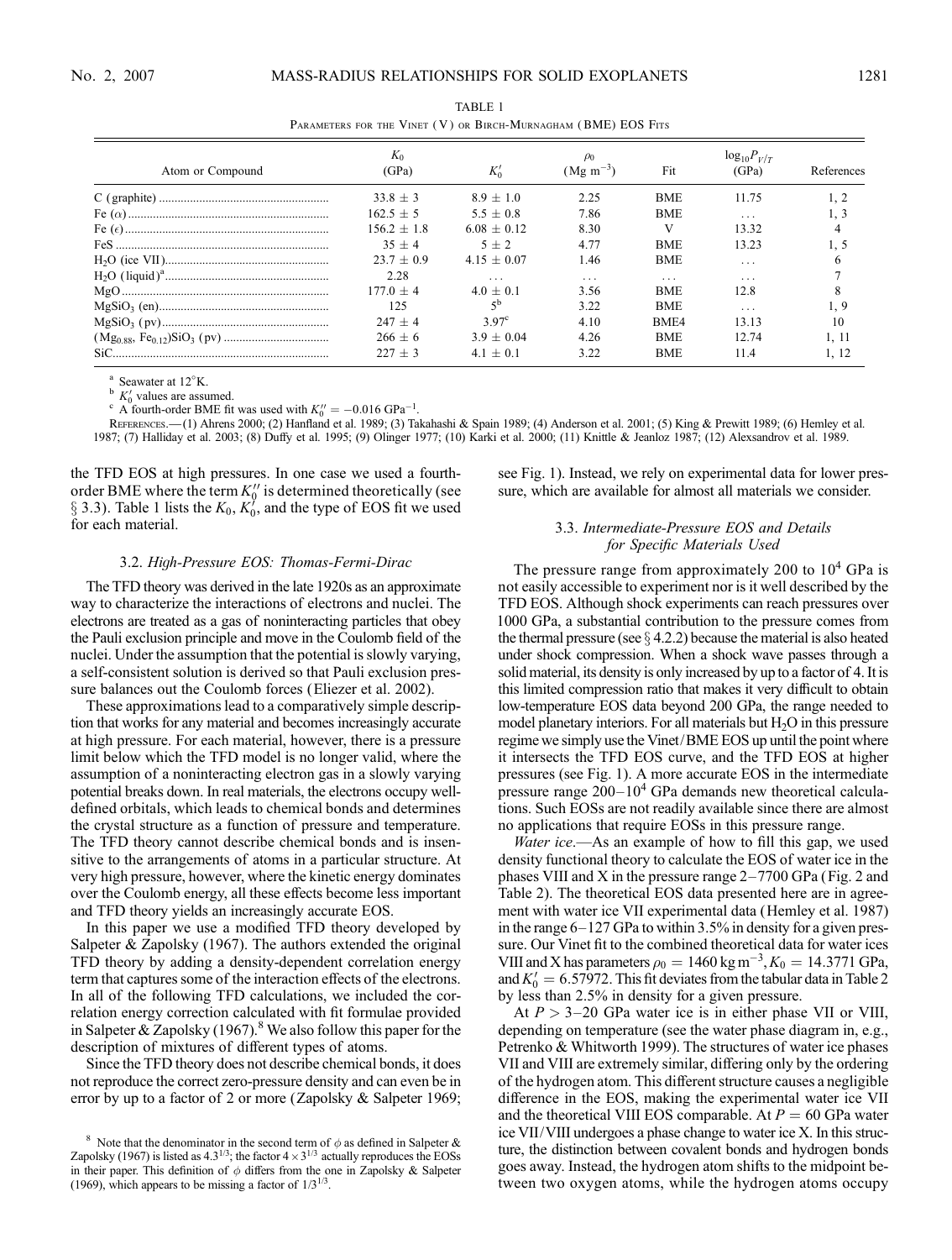TABLE 1

Parameters for the Vinet (V) or Birch-Murnaghan (BME) EOS Fits

| Atom or Compound | $K_0$ (GPa) | $K_0'$ | $\rho_0$ (Mg m$^{-3}$) | Fit | $\log_{10}P_{V/T}$ (GPa) | References |
|---|---|---|---|---|---|---|
| C (graphite) | 33.8 ± 3 | 8.9 ± 1.0 | 2.25 | BME | 11.75 | 1, 2 |
| Fe ($\alpha$) | 162.5 ± 5 | 5.5 ± 0.8 | 7.86 | BME | ... | 1, 3 |
| Fe ($\epsilon$) | 156.2 ± 1.8 | 6.08 ± 0.12 | 8.30 | V | 13.32 | 4 |
| FeS | 35 ± 4 | 5 ± 2 | 4.77 | BME | 13.23 | 1, 5 |
| $H_2O$ (ice VII) | 23.7 ± 0.9 | 4.15 ± 0.07 | 1.46 | BME | ... | 6 |
| $H_2O$ (liquid)[a] | 2.28 | ... | ... | ... | ... | 7 |
| MgO | 177.0 ± 4 | 4.0 ± 0.1 | 3.56 | BME | 12.8 | 8 |
| $MgSiO_3$ (en) | 125 | 5[b] | 3.22 | BME | ... | 1, 9 |
| $MgSiO_3$ (pv) | 247 ± 4 | 3.97[c] | 4.10 | BME4 | 13.13 | 10 |
| ($Mg_{0.88}$, $Fe_{0.12}$)$SiO_3$ (pv) | 266 ± 6 | 3.9 ± 0.04 | 4.26 | BME | 12.74 | 1, 11 |
| SiC | 227 ± 3 | 4.1 ± 0.1 | 3.22 | BME | 11.4 | 1, 12 |

[a] Seawater at 12°K.

[b] $K_0'$ values are assumed.

[c] A fourth-order BME fit was used with $K_0'' = -0.016$ GPa$^{-1}$.

References.—(1) Ahrens 2000; (2) Hanfland et al. 1989; (3) Takahashi & Spain 1989; (4) Anderson et al. 2001; (5) King & Prewitt 1989; (6) Hemley et al. 1987; (7) Halliday et al. 2003; (8) Duffy et al. 1995; (9) Olinger 1977; (10) Karki et al. 2000; (11) Knittle & Jeanloz 1987; (12) Alexsandrov et al. 1989.

the TFD EOS at high pressures. In one case we used a fourth-order BME where the term $K_0''$ is determined theoretically (see § 3.3). Table 1 lists the $K_0$, $K_0'$, and the type of EOS fit we used for each material.

### 3.2. *High-Pressure EOS: Thomas-Fermi-Dirac*

The TFD theory was derived in the late 1920s as an approximate way to characterize the interactions of electrons and nuclei. The electrons are treated as a gas of noninteracting particles that obey the Pauli exclusion principle and move in the Coulomb field of the nuclei. Under the assumption that the potential is slowly varying, a self-consistent solution is derived so that Pauli exclusion pressure balances out the Coulomb forces (Eliezer et al. 2002).

These approximations lead to a comparatively simple description that works for any material and becomes increasingly accurate at high pressure. For each material, however, there is a pressure limit below which the TFD model is no longer valid, where the assumption of a noninteracting electron gas in a slowly varying potential breaks down. In real materials, the electrons occupy well-defined orbitals, which leads to chemical bonds and determines the crystal structure as a function of pressure and temperature. The TFD theory cannot describe chemical bonds and is insensitive to the arrangements of atoms in a particular structure. At very high pressure, however, where the kinetic energy dominates over the Coulomb energy, all these effects become less important and TFD theory yields an increasingly accurate EOS.

In this paper we use a modified TFD theory developed by Salpeter & Zapolsky (1967). The authors extended the original TFD theory by adding a density-dependent correlation energy term that captures some of the interaction effects of the electrons. In all of the following TFD calculations, we included the correlation energy correction calculated with fit formulae provided in Salpeter & Zapolsky (1967).[8] We also follow this paper for the description of mixtures of different types of atoms.

Since the TFD theory does not describe chemical bonds, it does not reproduce the correct zero-pressure density and can even be in error by up to a factor of 2 or more (Zapolsky & Salpeter 1969; see Fig. 1). Instead, we rely on experimental data for lower pressure, which are available for almost all materials we consider.

### 3.3. *Intermediate-Pressure EOS and Details for Specific Materials Used*

The pressure range from approximately 200 to $10^4$ GPa is not easily accessible to experiment nor is it well described by the TFD EOS. Although shock experiments can reach pressures over 1000 GPa, a substantial contribution to the pressure comes from the thermal pressure (see § 4.2.2) because the material is also heated under shock compression. When a shock wave passes through a solid material, its density is only increased by up to a factor of 4. It is this limited compression ratio that makes it very difficult to obtain low-temperature EOS data beyond 200 GPa, the range needed to model planetary interiors. For all materials but $H_2O$ in this pressure regime we simply use the Vinet/BME EOS up until the point where it intersects the TFD EOS curve, and the TFD EOS at higher pressures (see Fig. 1). A more accurate EOS in the intermediate pressure range 200–$10^4$ GPa demands new theoretical calculations. Such EOSs are not readily available since there are almost no applications that require EOSs in this pressure range.

*Water ice*.—As an example of how to fill this gap, we used density functional theory to calculate the EOS of water ice in the phases VIII and X in the pressure range 2–7700 GPa (Fig. 2 and Table 2). The theoretical EOS data presented here are in agreement with water ice VII experimental data (Hemley et al. 1987) in the range 6–127 GPa to within 3.5% in density for a given pressure. Our Vinet fit to the combined theoretical data for water ices VIII and X has parameters $\rho_0 = 1460$ kg m$^{-3}$, $K_0 = 14.3771$ GPa, and $K_0' = 6.57972$. This fit deviates from the tabular data in Table 2 by less than 2.5% in density for a given pressure.

At $P > 3$–20 GPa water ice is in either phase VII or VIII, depending on temperature (see the water phase diagram in, e.g., Petrenko & Whitworth 1999). The structures of water ice phases VII and VIII are extremely similar, differing only by the ordering of the hydrogen atom. This different structure causes a negligible difference in the EOS, making the experimental water ice VII and the theoretical VIII EOS comparable. At $P = 60$ GPa water ice VII/VIII undergoes a phase change to water ice X. In this structure, the distinction between covalent bonds and hydrogen bonds goes away. Instead, the hydrogen atom shifts to the midpoint between two oxygen atoms, while the hydrogen atoms occupy

[8] Note that the denominator in the second term of $\phi$ as defined in Salpeter & Zapolsky (1967) is listed as $4.3^{1/3}$; the factor $4 \times 3^{1/3}$ actually reproduces the EOSs in their paper. This definition of $\phi$ differs from the one in Zapolsky & Salpeter (1969), which appears to be missing a factor of $1/3^{1/3}$.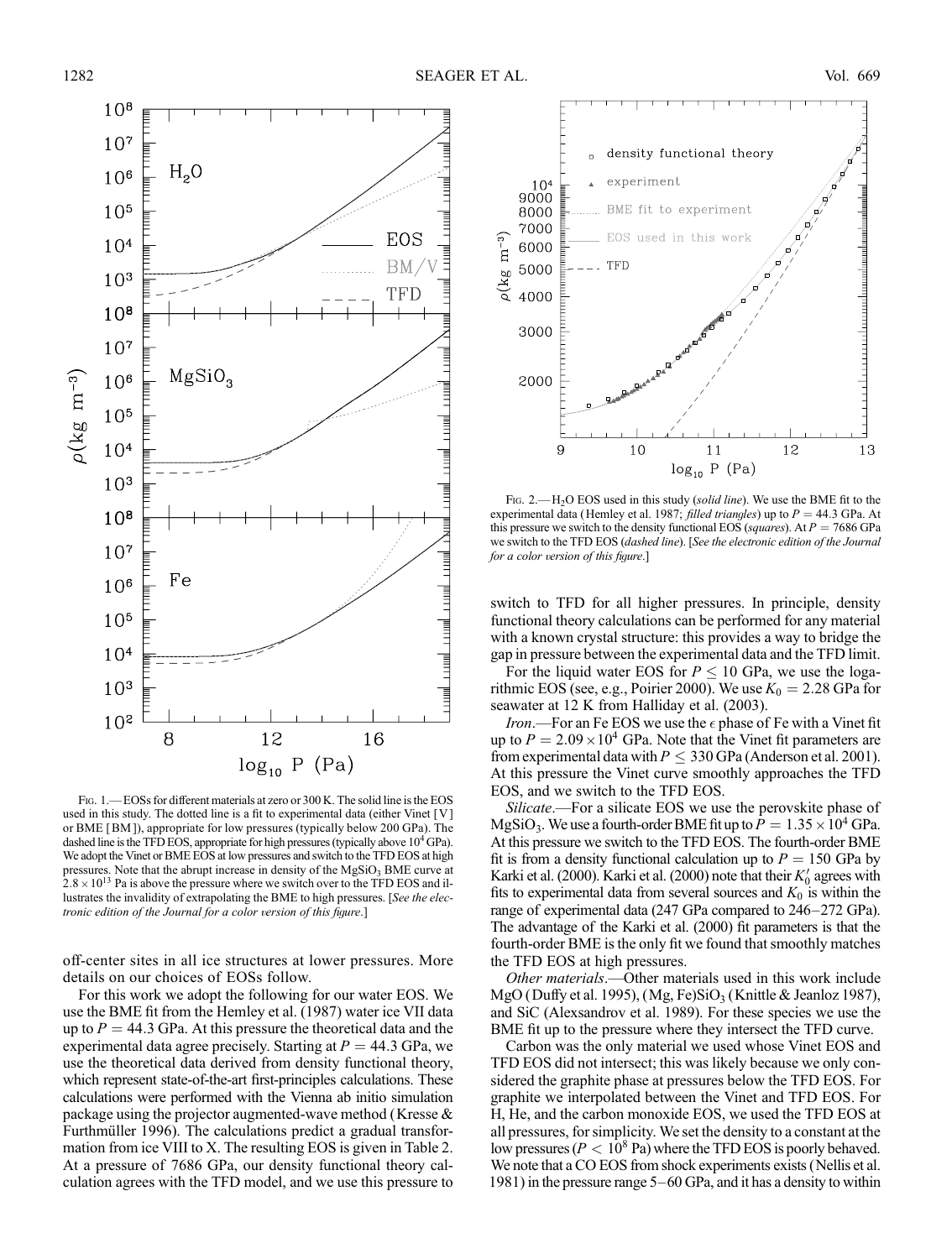FIG. 1.—EOSs for different materials at zero or 300 K. The solid line is the EOS used in this study. The dotted line is a fit to experimental data (either Vinet [V] or BME [BM]), appropriate for low pressures (typically below 200 GPa). The dashed line is the TFD EOS, appropriate for high pressures (typically above $10^4$ GPa). We adopt the Vinet or BME EOS at low pressures and switch to the TFD EOS at high pressures. Note that the abrupt increase in density of the $MgSiO_3$ BME curve at $2.8 \times 10^{13}$ Pa is above the pressure where we switch over to the TFD EOS and illustrates the invalidity of extrapolating the BME to high pressures. [*See the electronic edition of the Journal for a color version of this figure.*]

FIG. 2.—$H_2O$ EOS used in this study (*solid line*). We use the BME fit to the experimental data (Hemley et al. 1987; *filled triangles*) up to $P = 44.3$ GPa. At this pressure we switch to the density functional EOS (*squares*). At $P = 7686$ GPa we switch to the TFD EOS (*dashed line*). [*See the electronic edition of the Journal for a color version of this figure.*]

off-center sites in all ice structures at lower pressures. More details on our choices of EOSs follow.

For this work we adopt the following for our water EOS. We use the BME fit from the Hemley et al. (1987) water ice VII data up to $P = 44.3$ GPa. At this pressure the theoretical data and the experimental data agree precisely. Starting at $P = 44.3$ GPa, we use the theoretical data derived from density functional theory, which represent state-of-the-art first-principles calculations. These calculations were performed with the Vienna ab initio simulation package using the projector augmented-wave method (Kresse & Furthmüller 1996). The calculations predict a gradual transformation from ice VIII to X. The resulting EOS is given in Table 2. At a pressure of 7686 GPa, our density functional theory calculation agrees with the TFD model, and we use this pressure to switch to TFD for all higher pressures. In principle, density functional theory calculations can be performed for any material with a known crystal structure: this provides a way to bridge the gap in pressure between the experimental data and the TFD limit.

For the liquid water EOS for $P \leq 10$ GPa, we use the logarithmic EOS (see, e.g., Poirier 2000). We use $K_0 = 2.28$ GPa for seawater at 12 K from Halliday et al. (2003).

*Iron*.—For an Fe EOS we use the $\epsilon$ phase of Fe with a Vinet fit up to $P = 2.09 \times 10^4$ GPa. Note that the Vinet fit parameters are from experimental data with $P \leq 330$ GPa (Anderson et al. 2001). At this pressure the Vinet curve smoothly approaches the TFD EOS, and we switch to the TFD EOS.

*Silicate*.—For a silicate EOS we use the perovskite phase of $MgSiO_3$. We use a fourth-order BME fit up to $P = 1.35 \times 10^4$ GPa. At this pressure we switch to the TFD EOS. The fourth-order BME fit is from a density functional calculation up to $P = 150$ GPa by Karki et al. (2000). Karki et al. (2000) note that their $K_0'$ agrees with fits to experimental data from several sources and $K_0$ is within the range of experimental data (247 GPa compared to 246–272 GPa). The advantage of the Karki et al. (2000) fit parameters is that the fourth-order BME is the only fit we found that smoothly matches the TFD EOS at high pressures.

*Other materials*.—Other materials used in this work include MgO (Duffy et al. 1995), (Mg, Fe)$SiO_3$ (Knittle & Jeanloz 1987), and SiC (Alexsandrov et al. 1989). For these species we use the BME fit up to the pressure where they intersect the TFD curve.

Carbon was the only material we used whose Vinet EOS and TFD EOS did not intersect; this was likely because we only considered the graphite phase at pressures below the TFD EOS. For graphite we interpolated between the Vinet and TFD EOS. For H, He, and the carbon monoxide EOS, we used the TFD EOS at all pressures, for simplicity. We set the density to a constant at the low pressures ($P < 10^8$ Pa) where the TFD EOS is poorly behaved. We note that a CO EOS from shock experiments exists (Nellis et al. 1981) in the pressure range 5–60 GPa, and it has a density to within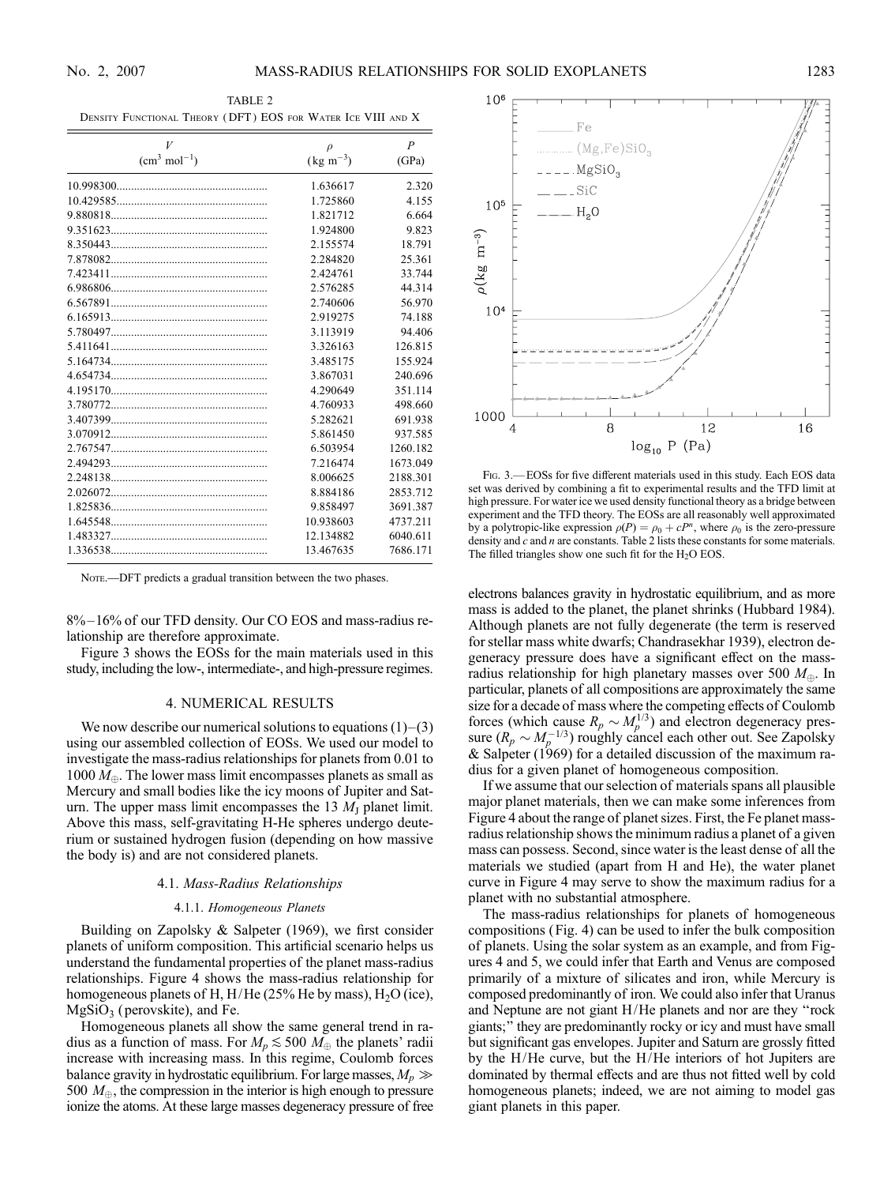TABLE 2

Density Functional Theory (DFT) EOS for Water Ice VIII and X

| $V$ ($cm^3\ mol^{-1}$) | $\rho$ ($kg\ m^{-3}$) | $P$ (GPa) |
|---|---|---|
| 10.998300 | 1.636617 | 2.320 |
| 10.429585 | 1.725860 | 4.155 |
| 9.880818 | 1.821712 | 6.664 |
| 9.351623 | 1.924800 | 9.823 |
| 8.350443 | 2.155574 | 18.791 |
| 7.878082 | 2.284820 | 25.361 |
| 7.423411 | 2.424761 | 33.744 |
| 6.986806 | 2.576285 | 44.314 |
| 6.567891 | 2.740606 | 56.970 |
| 6.165913 | 2.919275 | 74.188 |
| 5.780497 | 3.113919 | 94.406 |
| 5.411641 | 3.326163 | 126.815 |
| 5.164734 | 3.485175 | 155.924 |
| 4.654734 | 3.867031 | 240.696 |
| 4.195170 | 4.290649 | 351.114 |
| 3.780772 | 4.760933 | 498.660 |
| 3.407399 | 5.282621 | 691.938 |
| 3.070912 | 5.861450 | 937.585 |
| 2.767547 | 6.503954 | 1260.182 |
| 2.494293 | 7.216474 | 1673.049 |
| 2.248138 | 8.006625 | 2188.301 |
| 2.026072 | 8.884186 | 2853.712 |
| 1.825836 | 9.858497 | 3691.387 |
| 1.645548 | 10.938603 | 4737.211 |
| 1.483327 | 12.134882 | 6040.611 |
| 1.336538 | 13.467635 | 7686.171 |

Note.—DFT predicts a gradual transition between the two phases.

8%–16% of our TFD density. Our CO EOS and mass-radius relationship are therefore approximate.

Figure 3 shows the EOSs for the main materials used in this study, including the low-, intermediate-, and high-pressure regimes.

## 4. NUMERICAL RESULTS

We now describe our numerical solutions to equations (1)–(3) using our assembled collection of EOSs. We used our model to investigate the mass-radius relationships for planets from 0.01 to 1000 $M_\oplus$. The lower mass limit encompasses planets as small as Mercury and small bodies like the icy moons of Jupiter and Saturn. The upper mass limit encompasses the 13 $M_J$ planet limit. Above this mass, self-gravitating H-He spheres undergo deuterium or sustained hydrogen fusion (depending on how massive the body is) and are not considered planets.

### 4.1. *Mass-Radius Relationships*

#### 4.1.1. *Homogeneous Planets*

Building on Zapolsky & Salpeter (1969), we first consider planets of uniform composition. This artificial scenario helps us understand the fundamental properties of the planet mass-radius relationships. Figure 4 shows the mass-radius relationship for homogeneous planets of H, H/He (25% He by mass), $H_2O$ (ice), $MgSiO_3$ (perovskite), and Fe.

Homogeneous planets all show the same general trend in radius as a function of mass. For $M_p \lesssim 500\ M_\oplus$ the planets' radii increase with increasing mass. In this regime, Coulomb forces balance gravity in hydrostatic equilibrium. For large masses, $M_p \gg 500\ M_\oplus$, the compression in the interior is high enough to pressure ionize the atoms. At these large masses degeneracy pressure of free

Fig. 3.—EOSs for five different materials used in this study. Each EOS data set was derived by combining a fit to experimental results and the TFD limit at high pressure. For water ice we used density functional theory as a bridge between experiment and the TFD theory. The EOSs are all reasonably well approximated by a polytropic-like expression $\rho(P) = \rho_0 + cP^n$, where $\rho_0$ is the zero-pressure density and $c$ and $n$ are constants. Table 2 lists these constants for some materials. The filled triangles show one such fit for the $H_2O$ EOS.

electrons balances gravity in hydrostatic equilibrium, and as more mass is added to the planet, the planet shrinks (Hubbard 1984). Although planets are not fully degenerate (the term is reserved for stellar mass white dwarfs; Chandrasekhar 1939), electron degeneracy pressure does have a significant effect on the mass-radius relationship for high planetary masses over 500 $M_\oplus$. In particular, planets of all compositions are approximately the same size for a decade of mass where the competing effects of Coulomb forces (which cause $R_p \sim M_p^{1/3}$) and electron degeneracy pressure ($R_p \sim M_p^{-1/3}$) roughly cancel each other out. See Zapolsky & Salpeter (1969) for a detailed discussion of the maximum radius for a given planet of homogeneous composition.

If we assume that our selection of materials spans all plausible major planet materials, then we can make some inferences from Figure 4 about the range of planet sizes. First, the Fe planet mass-radius relationship shows the minimum radius a planet of a given mass can possess. Second, since water is the least dense of all the materials we studied (apart from H and He), the water planet curve in Figure 4 may serve to show the maximum radius for a planet with no substantial atmosphere.

The mass-radius relationships for planets of homogeneous compositions (Fig. 4) can be used to infer the bulk composition of planets. Using the solar system as an example, and from Figures 4 and 5, we could infer that Earth and Venus are composed primarily of a mixture of silicates and iron, while Mercury is composed predominantly of iron. We could also infer that Uranus and Neptune are not giant H/He planets and nor are they "rock giants;" they are predominantly rocky or icy and must have small but significant gas envelopes. Jupiter and Saturn are grossly fitted by the H/He curve, but the H/He interiors of hot Jupiters are dominated by thermal effects and are thus not fitted well by cold homogeneous planets; indeed, we are not aiming to model gas giant planets in this paper.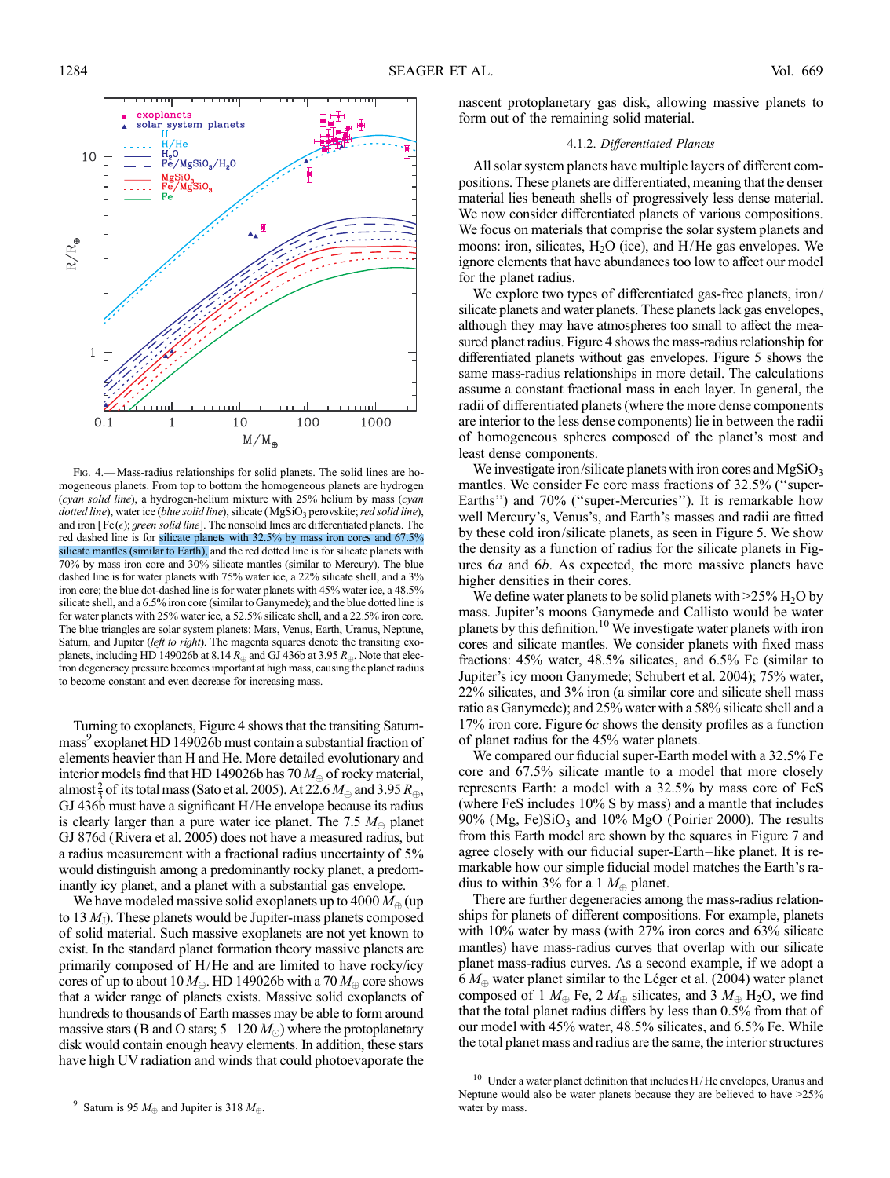Fig. 4.—Mass-radius relationships for solid planets. The solid lines are homogeneous planets. From top to bottom the homogeneous planets are hydrogen (*cyan solid line*), a hydrogen-helium mixture with 25% helium by mass (*cyan dotted line*), water ice (*blue solid line*), silicate ($MgSiO_3$ perovskite; *red solid line*), and iron [Fe($\epsilon$); *green solid line*]. The nonsolid lines are differentiated planets. The red dashed line is for silicate planets with 32.5% by mass iron cores and 67.5% silicate mantles (similar to Earth), and the red dotted line is for silicate planets with 70% by mass iron core and 30% silicate mantles (similar to Mercury). The blue dashed line is for water planets with 75% water ice, a 22% silicate shell, and a 3% iron core; the blue dot-dashed line is for water planets with 45% water ice, a 48.5% silicate shell, and a 6.5% iron core (similar to Ganymede); and the blue dotted line is for water planets with 25% water ice, a 52.5% silicate shell, and a 22.5% iron core. The blue triangles are solar system planets: Mars, Venus, Earth, Uranus, Neptune, Saturn, and Jupiter (*left to right*). The magenta squares denote the transiting exoplanets, including HD 149026b at 8.14 $R_\oplus$ and GJ 436b at 3.95 $R_\oplus$. Note that electron degeneracy pressure becomes important at high mass, causing the planet radius to become constant and even decrease for increasing mass.

Turning to exoplanets, Figure 4 shows that the transiting Saturn-mass[9] exoplanet HD 149026b must contain a substantial fraction of elements heavier than H and He. More detailed evolutionary and interior models find that HD 149026b has 70 $M_\oplus$ of rocky material, almost $\frac{2}{3}$ of its total mass (Sato et al. 2005). At 22.6 $M_\oplus$ and 3.95 $R_\oplus$, GJ 436b must have a significant H/He envelope because its radius is clearly larger than a pure water ice planet. The 7.5 $M_\oplus$ planet GJ 876d (Rivera et al. 2005) does not have a measured radius, but a radius measurement with a fractional radius uncertainty of 5% would distinguish among a predominantly rocky planet, a predominantly icy planet, and a planet with a substantial gas envelope.

We have modeled massive solid exoplanets up to 4000 $M_\oplus$ (up to 13 $M_J$). These planets would be Jupiter-mass planets composed of solid material. Such massive exoplanets are not yet known to exist. In the standard planet formation theory massive planets are primarily composed of H/He and are limited to have rocky/icy cores of up to about 10 $M_\oplus$. HD 149026b with a 70 $M_\oplus$ core shows that a wider range of planets exists. Massive solid exoplanets of hundreds to thousands of Earth masses may be able to form around massive stars (B and O stars; 5–120 $M_\odot$) where the protoplanetary disk would contain enough heavy elements. In addition, these stars have high UV radiation and winds that could photoevaporate the nascent protoplanetary gas disk, allowing massive planets to form out of the remaining solid material.

#### 4.1.2. *Differentiated Planets*

All solar system planets have multiple layers of different compositions. These planets are differentiated, meaning that the denser material lies beneath shells of progressively less dense material. We now consider differentiated planets of various compositions. We focus on materials that comprise the solar system planets and moons: iron, silicates, $H_2O$ (ice), and H/He gas envelopes. We ignore elements that have abundances too low to affect our model for the planet radius.

We explore two types of differentiated gas-free planets, iron/silicate planets and water planets. These planets lack gas envelopes, although they may have atmospheres too small to affect the measured planet radius. Figure 4 shows the mass-radius relationship for differentiated planets without gas envelopes. Figure 5 shows the same mass-radius relationships in more detail. The calculations assume a constant fractional mass in each layer. In general, the radii of differentiated planets (where the more dense components are interior to the less dense components) lie in between the radii of homogeneous spheres composed of the planet's most and least dense components.

We investigate iron/silicate planets with iron cores and $MgSiO_3$ mantles. We consider Fe core mass fractions of 32.5% ("super-Earths") and 70% ("super-Mercuries"). It is remarkable how well Mercury's, Venus's, and Earth's masses and radii are fitted by these cold iron/silicate planets, as seen in Figure 5. We show the density as a function of radius for the silicate planets in Figures 6*a* and 6*b*. As expected, the more massive planets have higher densities in their cores.

We define water planets to be solid planets with >25% $H_2O$ by mass. Jupiter's moons Ganymede and Callisto would be water planets by this definition.[10] We investigate water planets with iron cores and silicate mantles. We consider planets with fixed mass fractions: 45% water, 48.5% silicates, and 6.5% Fe (similar to Jupiter's icy moon Ganymede; Schubert et al. 2004); 75% water, 22% silicates, and 3% iron (a similar core and silicate shell mass ratio as Ganymede); and 25% water with a 58% silicate shell and a 17% iron core. Figure 6*c* shows the density profiles as a function of planet radius for the 45% water planets.

We compared our fiducial super-Earth model with a 32.5% Fe core and 67.5% silicate mantle to a model that more closely represents Earth: a model with a 32.5% by mass core of FeS (where FeS includes 10% S by mass) and a mantle that includes 90% (Mg, Fe)$SiO_3$ and 10% MgO (Poirier 2000). The results from this Earth model are shown by the squares in Figure 7 and agree closely with our fiducial super-Earth–like planet. It is remarkable how our simple fiducial model matches the Earth's radius to within 3% for a 1 $M_\oplus$ planet.

There are further degeneracies among the mass-radius relationships for planets of different compositions. For example, planets with 10% water by mass (with 27% iron cores and 63% silicate mantles) have mass-radius curves that overlap with our silicate planet mass-radius curves. As a second example, if we adopt a 6 $M_\oplus$ water planet similar to the Léger et al. (2004) water planet composed of 1 $M_\oplus$ Fe, 2 $M_\oplus$ silicates, and 3 $M_\oplus$ $H_2O$, we find that the total planet radius differs by less than 0.5% from that of our model with 45% water, 48.5% silicates, and 6.5% Fe. While the total planet mass and radius are the same, the interior structures

[9] Saturn is 95 $M_\oplus$ and Jupiter is 318 $M_\oplus$.

[10] Under a water planet definition that includes H/He envelopes, Uranus and Neptune would also be water planets because they are believed to have >25% water by mass.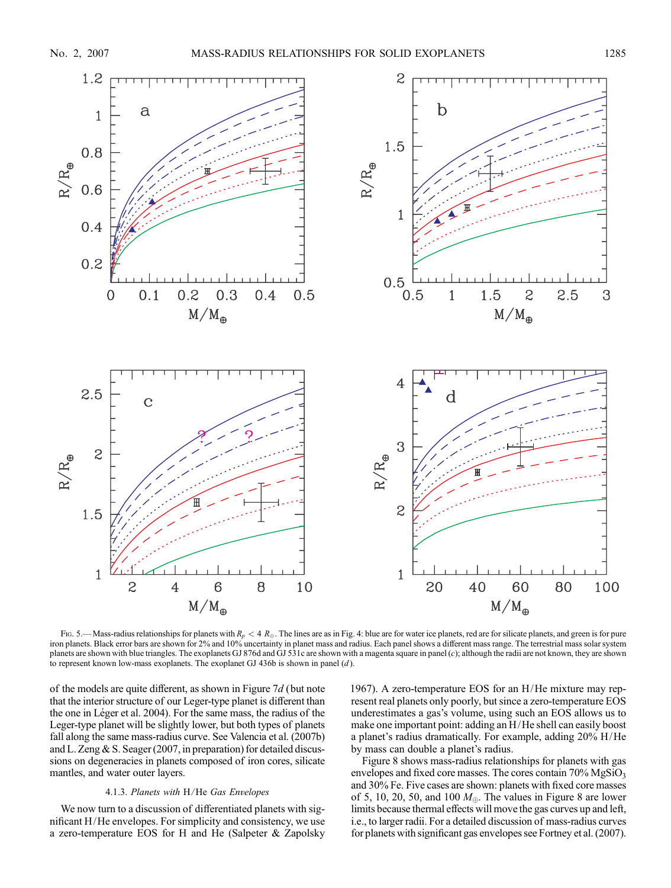Fig. 5.—Mass-radius relationships for planets with $R_p < 4\ R_{\oplus}$. The lines are as in Fig. 4: blue are for water ice planets, red are for silicate planets, and green is for pure iron planets. Black error bars are shown for 2% and 10% uncertainty in planet mass and radius. Each panel shows a different mass range. The terrestrial mass solar system planets are shown with blue triangles. The exoplanets GJ 876d and GJ 531c are shown with a magenta square in panel (*c*); although the radii are not known, they are shown to represent known low-mass exoplanets. The exoplanet GJ 436b is shown in panel (*d*).

of the models are quite different, as shown in Figure 7*d* (but note that the interior structure of our Leger-type planet is different than the one in Léger et al. 2004). For the same mass, the radius of the Leger-type planet will be slightly lower, but both types of planets fall along the same mass-radius curve. See Valencia et al. (2007b) and L. Zeng & S. Seager (2007, in preparation) for detailed discussions on degeneracies in planets composed of iron cores, silicate mantles, and water outer layers.

#### 4.1.3. *Planets with* H/He *Gas Envelopes*

We now turn to a discussion of differentiated planets with significant H/He envelopes. For simplicity and consistency, we use a zero-temperature EOS for H and He (Salpeter & Zapolsky 1967). A zero-temperature EOS for an H/He mixture may represent real planets only poorly, but since a zero-temperature EOS underestimates a gas's volume, using such an EOS allows us to make one important point: adding an H/He shell can easily boost a planet's radius dramatically. For example, adding 20% H/He by mass can double a planet's radius.

Figure 8 shows mass-radius relationships for planets with gas envelopes and fixed core masses. The cores contain 70% $MgSiO_3$ and 30% Fe. Five cases are shown: planets with fixed core masses of 5, 10, 20, 50, and 100 $M_{\oplus}$. The values in Figure 8 are lower limits because thermal effects will move the gas curves up and left, i.e., to larger radii. For a detailed discussion of mass-radius curves for planets with significant gas envelopes see Fortney et al. (2007).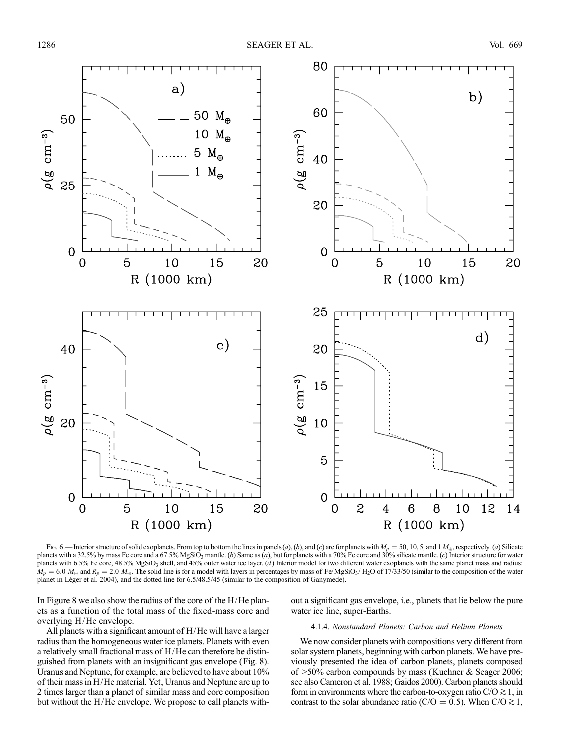Fig. 6.— Interior structure of solid exoplanets. From top to bottom the lines in panels (*a*), (*b*), and (*c*) are for planets with $M_p$ = 50, 10, 5, and 1 $M_\oplus$, respectively. (*a*) Silicate planets with a 32.5% by mass Fe core and a 67.5% $MgSiO_3$ mantle. (*b*) Same as (*a*), but for planets with a 70% Fe core and 30% silicate mantle. (*c*) Interior structure for water planets with 6.5% Fe core, 48.5% $MgSiO_3$ shell, and 45% outer water ice layer. (*d*) Interior model for two different water exoplanets with the same planet mass and radius: $M_p = 6.0\ M_\oplus$ and $R_p = 2.0\ M_\oplus$. The solid line is for a model with layers in percentages by mass of Fe/$MgSiO_3$/ $H_2O$ of 17/33/50 (similar to the composition of the water planet in Léger et al. 2004), and the dotted line for 6.5/48.5/45 (similar to the composition of Ganymede).

In Figure 8 we also show the radius of the core of the H/He planets as a function of the total mass of the fixed-mass core and overlying H/He envelope.

All planets with a significant amount of H/He will have a larger radius than the homogeneous water ice planets. Planets with even a relatively small fractional mass of H/He can therefore be distinguished from planets with an insignificant gas envelope (Fig. 8). Uranus and Neptune, for example, are believed to have about 10% of their mass in H/He material. Yet, Uranus and Neptune are up to 2 times larger than a planet of similar mass and core composition but without the H/He envelope. We propose to call planets without a significant gas envelope, i.e., planets that lie below the pure water ice line, super-Earths.

#### 4.1.4. *Nonstandard Planets: Carbon and Helium Planets*

We now consider planets with compositions very different from solar system planets, beginning with carbon planets. We have previously presented the idea of carbon planets, planets composed of >50% carbon compounds by mass (Kuchner & Seager 2006; see also Cameron et al. 1988; Gaidos 2000). Carbon planets should form in environments where the carbon-to-oxygen ratio $C/O \gtrsim 1$, in contrast to the solar abundance ratio ($C/O = 0.5$). When $C/O \gtrsim 1$,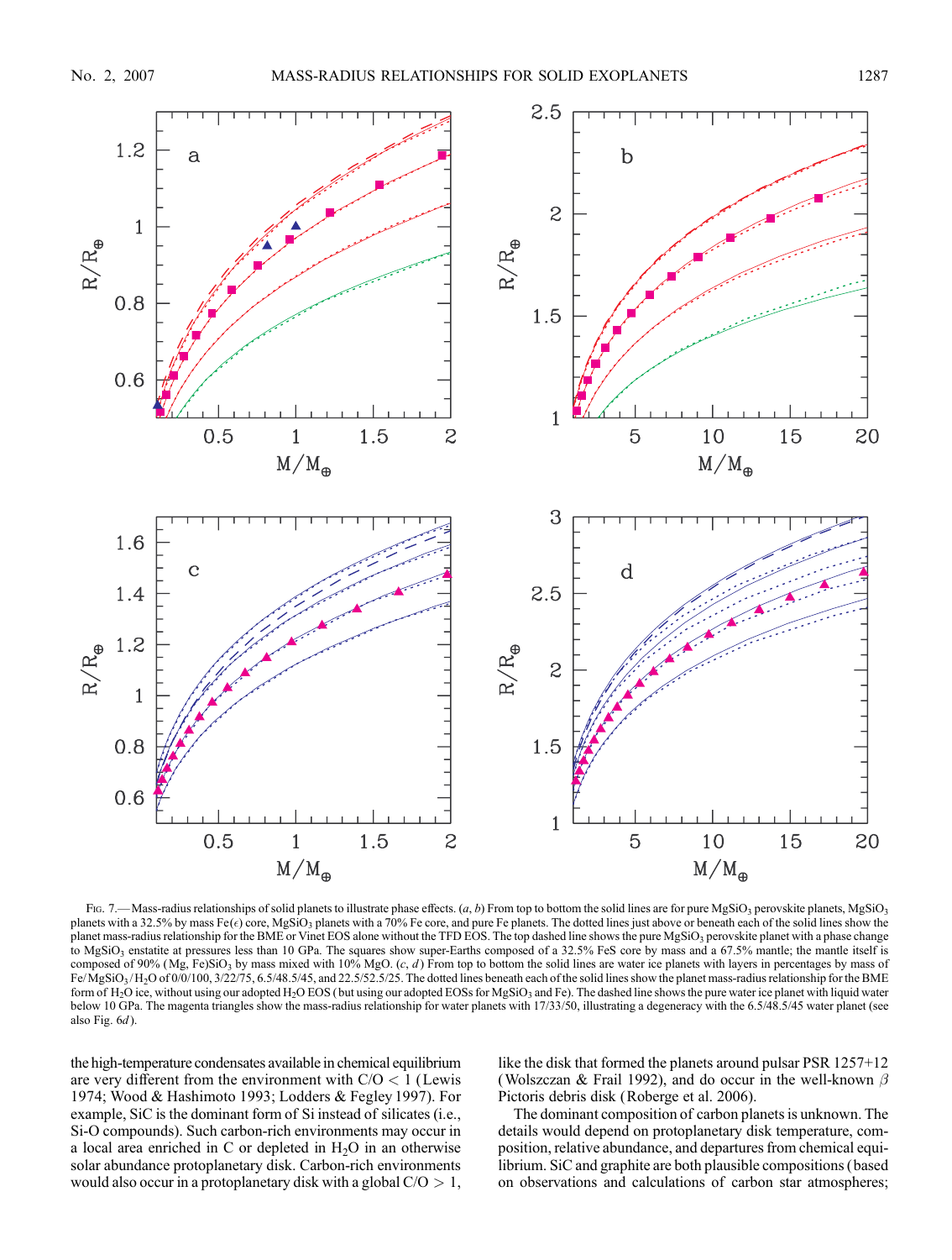Fig. 7.—Mass-radius relationships of solid planets to illustrate phase effects. (*a*, *b*) From top to bottom the solid lines are for pure $MgSiO_3$ perovskite planets, $MgSiO_3$ planets with a 32.5% by mass Fe($\epsilon$) core, $MgSiO_3$ planets with a 70% Fe core, and pure Fe planets. The dotted lines just above or beneath each of the solid lines show the planet mass-radius relationship for the BME or Vinet EOS alone without the TFD EOS. The top dashed line shows the pure $MgSiO_3$ perovskite planet with a phase change to $MgSiO_3$ enstatite at pressures less than 10 GPa. The squares show super-Earths composed of a 32.5% FeS core by mass and a 67.5% mantle; the mantle itself is composed of 90% (Mg, Fe)$SiO_3$ by mass mixed with 10% MgO. (*c*, *d*) From top to bottom the solid lines are water ice planets with layers in percentages by mass of $Fe/MgSiO_3/H_2O$ of 0/0/100, 3/22/75, 6.5/48.5/45, and 22.5/52.5/25. The dotted lines beneath each of the solid lines show the planet mass-radius relationship for the BME form of $H_2O$ ice, without using our adopted $H_2O$ EOS (but using our adopted EOSs for $MgSiO_3$ and Fe). The dashed line shows the pure water ice planet with liquid water below 10 GPa. The magenta triangles show the mass-radius relationship for water planets with 17/33/50, illustrating a degeneracy with the 6.5/48.5/45 water planet (see also Fig. 6*d*).

the high-temperature condensates available in chemical equilibrium are very different from the environment with C/O < 1 (Lewis 1974; Wood & Hashimoto 1993; Lodders & Fegley 1997). For example, SiC is the dominant form of Si instead of silicates (i.e., Si-O compounds). Such carbon-rich environments may occur in a local area enriched in C or depleted in $H_2O$ in an otherwise solar abundance protoplanetary disk. Carbon-rich environments would also occur in a protoplanetary disk with a global C/O > 1, like the disk that formed the planets around pulsar PSR 1257+12 (Wolszczan & Frail 1992), and do occur in the well-known $\beta$ Pictoris debris disk (Roberge et al. 2006).

The dominant composition of carbon planets is unknown. The details would depend on protoplanetary disk temperature, composition, relative abundance, and departures from chemical equilibrium. SiC and graphite are both plausible compositions (based on observations and calculations of carbon star atmospheres;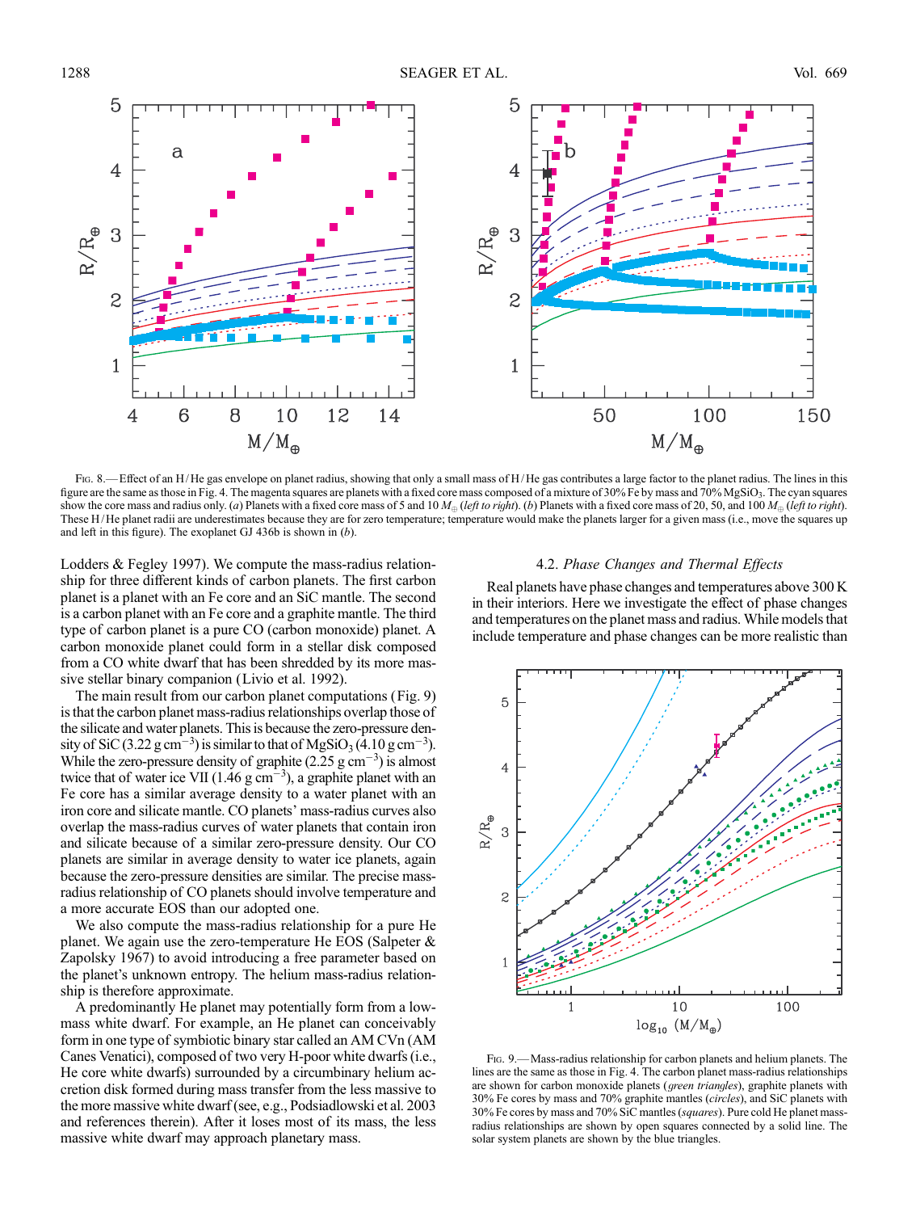Fig. 8.—Effect of an H/He gas envelope on planet radius, showing that only a small mass of H/He gas contributes a large factor to the planet radius. The lines in this figure are the same as those in Fig. 4. The magenta squares are planets with a fixed core mass composed of a mixture of 30% Fe by mass and 70% $MgSiO_3$. The cyan squares show the core mass and radius only. (*a*) Planets with a fixed core mass of 5 and 10 $M_\oplus$ (*left to right*). (*b*) Planets with a fixed core mass of 20, 50, and 100 $M_\oplus$ (*left to right*). These H/He planet radii are underestimates because they are for zero temperature; temperature would make the planets larger for a given mass (i.e., move the squares up and left in this figure). The exoplanet GJ 436b is shown in (*b*).

Lodders & Fegley 1997). We compute the mass-radius relationship for three different kinds of carbon planets. The first carbon planet is a planet with an Fe core and an SiC mantle. The second is a carbon planet with an Fe core and a graphite mantle. The third type of carbon planet is a pure CO (carbon monoxide) planet. A carbon monoxide planet could form in a stellar disk composed from a CO white dwarf that has been shredded by its more massive stellar binary companion (Livio et al. 1992).

The main result from our carbon planet computations (Fig. 9) is that the carbon planet mass-radius relationships overlap those of the silicate and water planets. This is because the zero-pressure density of SiC (3.22 g $cm^{-3}$) is similar to that of $MgSiO_3$ (4.10 g $cm^{-3}$). While the zero-pressure density of graphite (2.25 g $cm^{-3}$) is almost twice that of water ice VII (1.46 g $cm^{-3}$), a graphite planet with an Fe core has a similar average density to a water planet with an iron core and silicate mantle. CO planets' mass-radius curves also overlap the mass-radius curves of water planets that contain iron and silicate because of a similar zero-pressure density. Our CO planets are similar in average density to water ice planets, again because the zero-pressure densities are similar. The precise mass-radius relationship of CO planets should involve temperature and a more accurate EOS than our adopted one.

We also compute the mass-radius relationship for a pure He planet. We again use the zero-temperature He EOS (Salpeter & Zapolsky 1967) to avoid introducing a free parameter based on the planet's unknown entropy. The helium mass-radius relationship is therefore approximate.

A predominantly He planet may potentially form from a low-mass white dwarf. For example, an He planet can conceivably form in one type of symbiotic binary star called an AM CVn (AM Canes Venatici), composed of two very H-poor white dwarfs (i.e., He core white dwarfs) surrounded by a circumbinary helium accretion disk formed during mass transfer from the less massive to the more massive white dwarf (see, e.g., Podsiadlowski et al. 2003 and references therein). After it loses most of its mass, the less massive white dwarf may approach planetary mass.

### 4.2. *Phase Changes and Thermal Effects*

Real planets have phase changes and temperatures above 300 K in their interiors. Here we investigate the effect of phase changes and temperatures on the planet mass and radius. While models that include temperature and phase changes can be more realistic than

Fig. 9.—Mass-radius relationship for carbon planets and helium planets. The lines are the same as those in Fig. 4. The carbon planet mass-radius relationships are shown for carbon monoxide planets (*green triangles*), graphite planets with 30% Fe cores by mass and 70% graphite mantles (*circles*), and SiC planets with 30% Fe cores by mass and 70% SiC mantles (*squares*). Pure cold He planet mass-radius relationships are shown by open squares connected by a solid line. The solar system planets are shown by the blue triangles.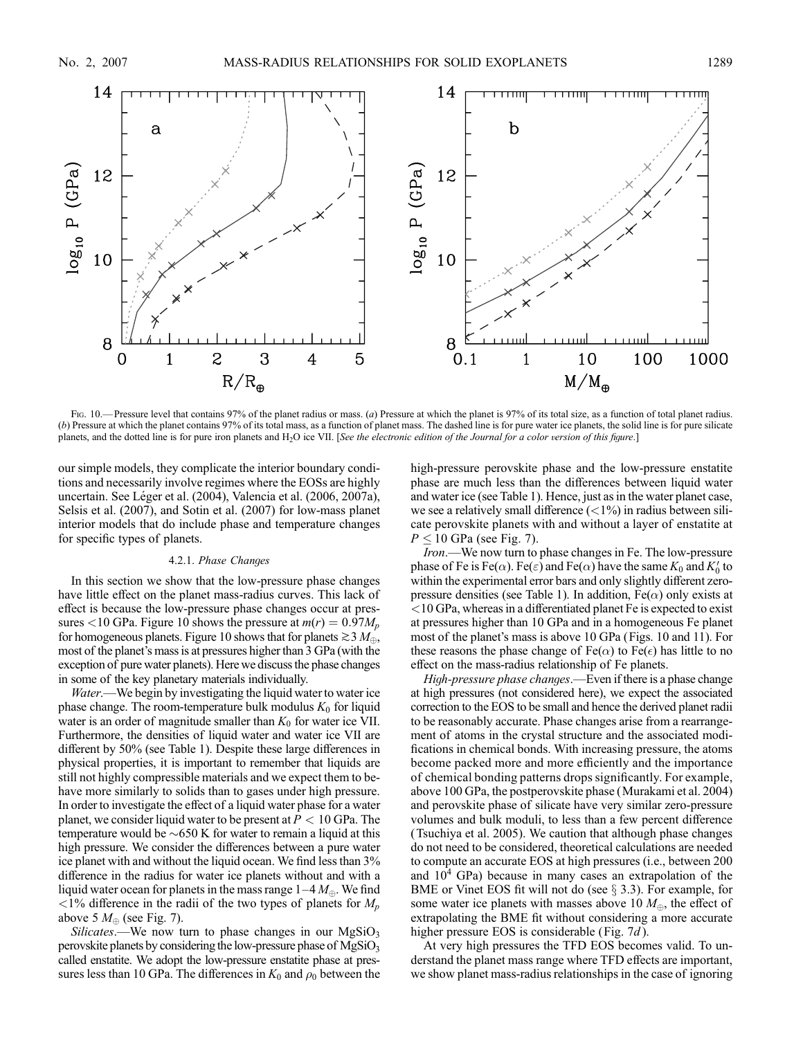Fig. 10.— Pressure level that contains 97% of the planet radius or mass. (*a*) Pressure at which the planet is 97% of its total size, as a function of total planet radius. (*b*) Pressure at which the planet contains 97% of its total mass, as a function of planet mass. The dashed line is for pure water ice planets, the solid line is for pure silicate planets, and the dotted line is for pure iron planets and $H_2O$ ice VII. [*See the electronic edition of the Journal for a color version of this figure.*]

our simple models, they complicate the interior boundary conditions and necessarily involve regimes where the EOSs are highly uncertain. See Léger et al. (2004), Valencia et al. (2006, 2007a), Selsis et al. (2007), and Sotin et al. (2007) for low-mass planet interior models that do include phase and temperature changes for specific types of planets.

#### 4.2.1. *Phase Changes*

In this section we show that the low-pressure phase changes have little effect on the planet mass-radius curves. This lack of effect is because the low-pressure phase changes occur at pressures <10 GPa. Figure 10 shows the pressure at $m(r) = 0.97M_p$ for homogeneous planets. Figure 10 shows that for planets $\gtrsim 3\ M_\oplus$, most of the planet's mass is at pressures higher than 3 GPa (with the exception of pure water planets). Here we discuss the phase changes in some of the key planetary materials individually.

*Water*.—We begin by investigating the liquid water to water ice phase change. The room-temperature bulk modulus $K_0$ for liquid water is an order of magnitude smaller than $K_0$ for water ice VII. Furthermore, the densities of liquid water and water ice VII are different by 50% (see Table 1). Despite these large differences in physical properties, it is important to remember that liquids are still not highly compressible materials and we expect them to behave more similarly to solids than to gases under high pressure. In order to investigate the effect of a liquid water phase for a water planet, we consider liquid water to be present at $P < 10$ GPa. The temperature would be ~650 K for water to remain a liquid at this high pressure. We consider the differences between a pure water ice planet with and without the liquid ocean. We find less than 3% difference in the radius for water ice planets without and with a liquid water ocean for planets in the mass range 1–4 $M_\oplus$. We find <1% difference in the radii of the two types of planets for $M_p$ above 5 $M_\oplus$ (see Fig. 7).

*Silicates*.—We now turn to phase changes in our $MgSiO_3$ perovskite planets by considering the low-pressure phase of $MgSiO_3$ called enstatite. We adopt the low-pressure enstatite phase at pressures less than 10 GPa. The differences in $K_0$ and $\rho_0$ between the high-pressure perovskite phase and the low-pressure enstatite phase are much less than the differences between liquid water and water ice (see Table 1). Hence, just as in the water planet case, we see a relatively small difference (<1%) in radius between silicate perovskite planets with and without a layer of enstatite at $P \leq 10$ GPa (see Fig. 7).

*Iron*.—We now turn to phase changes in Fe. The low-pressure phase of Fe is Fe($\alpha$). Fe($\varepsilon$) and Fe($\alpha$) have the same $K_0$ and $K_0'$ to within the experimental error bars and only slightly different zero-pressure densities (see Table 1). In addition, Fe($\alpha$) only exists at <10 GPa, whereas in a differentiated planet Fe is expected to exist at pressures higher than 10 GPa and in a homogeneous Fe planet most of the planet's mass is above 10 GPa (Figs. 10 and 11). For these reasons the phase change of Fe($\alpha$) to Fe($\epsilon$) has little to no effect on the mass-radius relationship of Fe planets.

*High-pressure phase changes*.—Even if there is a phase change at high pressures (not considered here), we expect the associated correction to the EOS to be small and hence the derived planet radii to be reasonably accurate. Phase changes arise from a rearrangement of atoms in the crystal structure and the associated modifications in chemical bonds. With increasing pressure, the atoms become packed more and more efficiently and the importance of chemical bonding patterns drops significantly. For example, above 100 GPa, the postperovskite phase (Murakami et al. 2004) and perovskite phase of silicate have very similar zero-pressure volumes and bulk moduli, to less than a few percent difference (Tsuchiya et al. 2005). We caution that although phase changes do not need to be considered, theoretical calculations are needed to compute an accurate EOS at high pressures (i.e., between 200 and $10^4$ GPa) because in many cases an extrapolation of the BME or Vinet EOS fit will not do (see § 3.3). For example, for some water ice planets with masses above 10 $M_\oplus$, the effect of extrapolating the BME fit without considering a more accurate higher pressure EOS is considerable (Fig. 7*d*).

At very high pressures the TFD EOS becomes valid. To understand the planet mass range where TFD effects are important, we show planet mass-radius relationships in the case of ignoring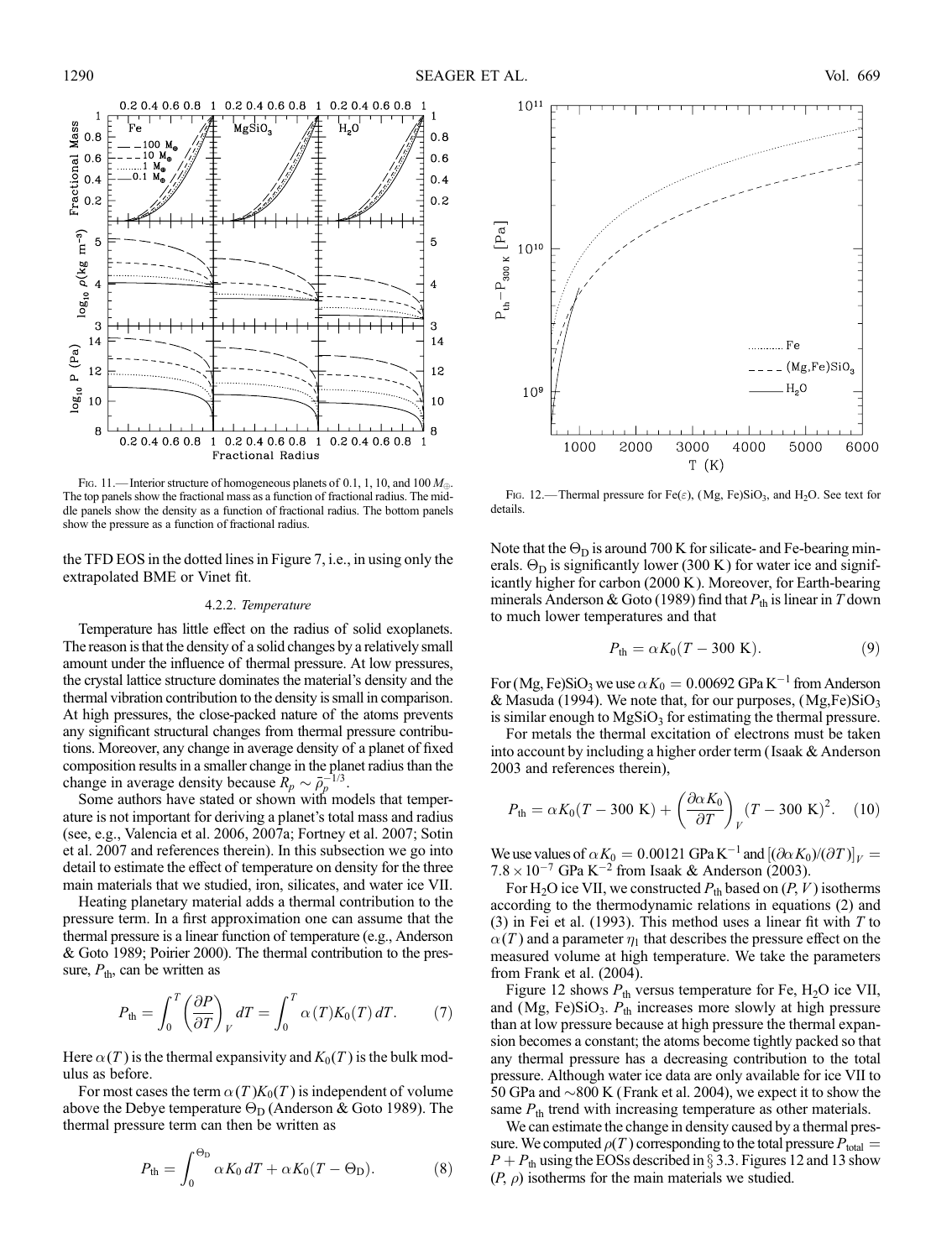FIG. 11.—Interior structure of homogeneous planets of 0.1, 1, 10, and 100 $M_\oplus$. The top panels show the fractional mass as a function of fractional radius. The middle panels show the density as a function of fractional radius. The bottom panels show the pressure as a function of fractional radius.

FIG. 12.—Thermal pressure for Fe($\epsilon$), (Mg, Fe)$SiO_3$, and $H_2O$. See text for details.

the TFD EOS in the dotted lines in Figure 7, i.e., in using only the extrapolated BME or Vinet fit.

#### 4.2.2. *Temperature*

Temperature has little effect on the radius of solid exoplanets. The reason is that the density of a solid changes by a relatively small amount under the influence of thermal pressure. At low pressures, the crystal lattice structure dominates the material's density and the thermal vibration contribution to the density is small in comparison. At high pressures, the close-packed nature of the atoms prevents any significant structural changes from thermal pressure contributions. Moreover, any change in average density of a planet of fixed composition results in a smaller change in the planet radius than the change in average density because $R_p \sim \bar{\rho}_p^{-1/3}$.

Some authors have stated or shown with models that temperature is not important for deriving a planet's total mass and radius (see, e.g., Valencia et al. 2006, 2007a; Fortney et al. 2007; Sotin et al. 2007 and references therein). In this subsection we go into detail to estimate the effect of temperature on density for the three main materials that we studied, iron, silicates, and water ice VII.

Heating planetary material adds a thermal contribution to the pressure term. In a first approximation one can assume that the thermal pressure is a linear function of temperature (e.g., Anderson & Goto 1989; Poirier 2000). The thermal contribution to the pressure, $P_{\rm th}$, can be written as

$$P_{\rm th} = \int_0^T \left(\frac{\partial P}{\partial T}\right)_V dT = \int_0^T \alpha(T) K_0(T)\, dT. \quad (7)$$

Here $\alpha(T)$ is the thermal expansivity and $K_0(T)$ is the bulk modulus as before.

For most cases the term $\alpha(T)K_0(T)$ is independent of volume above the Debye temperature $\Theta_{\rm D}$ (Anderson & Goto 1989). The thermal pressure term can then be written as

$$P_{\rm th} = \int_0^{\Theta_{\rm D}} \alpha K_0\, dT + \alpha K_0 (T - \Theta_{\rm D}). \quad (8)$$

Note that the $\Theta_{\rm D}$ is around 700 K for silicate- and Fe-bearing minerals. $\Theta_{\rm D}$ is significantly lower (300 K) for water ice and significantly higher for carbon (2000 K). Moreover, for Earth-bearing minerals Anderson & Goto (1989) find that $P_{\rm th}$ is linear in $T$ down to much lower temperatures and that

$$P_{\rm th} = \alpha K_0 (T - 300\ {\rm K}). \quad (9)$$

For (Mg, Fe)$SiO_3$ we use $\alpha K_0 = 0.00692$ GPa K$^{-1}$ from Anderson & Masuda (1994). We note that, for our purposes, (Mg,Fe)$SiO_3$ is similar enough to $MgSiO_3$ for estimating the thermal pressure.

For metals the thermal excitation of electrons must be taken into account by including a higher order term (Isaak & Anderson 2003 and references therein),

$$P_{\rm th} = \alpha K_0 (T - 300\ {\rm K}) + \left(\frac{\partial \alpha K_0}{\partial T}\right)_V (T - 300\ {\rm K})^2. \quad (10)$$

We use values of $\alpha K_0 = 0.00121$ GPa K$^{-1}$ and $[(\partial \alpha K_0)/(\partial T)]_V = 7.8 \times 10^{-7}$ GPa K$^{-2}$ from Isaak & Anderson (2003).

For $H_2O$ ice VII, we constructed $P_{\rm th}$ based on $(P, V)$ isotherms according to the thermodynamic relations in equations (2) and (3) in Fei et al. (1993). This method uses a linear fit with $T$ to $\alpha(T)$ and a parameter $\eta_1$ that describes the pressure effect on the measured volume at high temperature. We take the parameters from Frank et al. (2004).

Figure 12 shows $P_{\rm th}$ versus temperature for Fe, $H_2O$ ice VII, and (Mg, Fe)$SiO_3$. $P_{\rm th}$ increases more slowly at high pressure than at low pressure because at high pressure the thermal expansion becomes a constant; the atoms become tightly packed so that any thermal pressure has a decreasing contribution to the total pressure. Although water ice data are only available for ice VII to 50 GPa and ~800 K (Frank et al. 2004), we expect it to show the same $P_{\rm th}$ trend with increasing temperature as other materials.

We can estimate the change in density caused by a thermal pressure. We computed $\rho(T)$ corresponding to the total pressure $P_{\rm total} = P + P_{\rm th}$ using the EOSs described in § 3.3. Figures 12 and 13 show $(P, \rho)$ isotherms for the main materials we studied.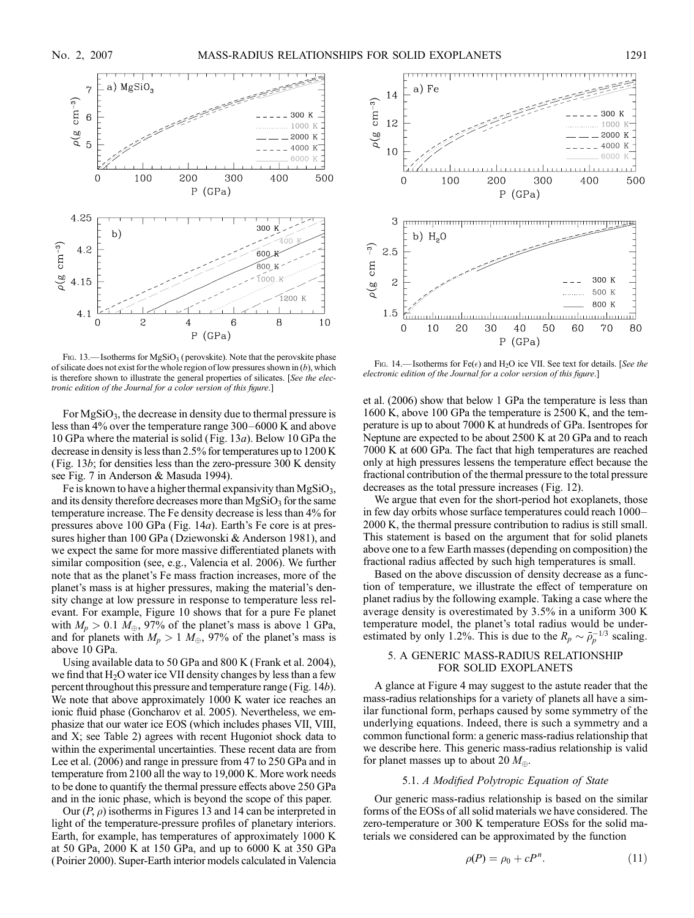Fig. 13.—Isotherms for $MgSiO_3$ (perovskite). Note that the perovskite phase of silicate does not exist for the whole region of low pressures shown in (b), which is therefore shown to illustrate the general properties of silicates. [*See the electronic edition of the Journal for a color version of this figure.*]

Fig. 14.—Isotherms for Fe($\epsilon$) and $H_2O$ ice VII. See text for details. [*See the electronic edition of the Journal for a color version of this figure.*]

For $MgSiO_3$, the decrease in density due to thermal pressure is less than 4% over the temperature range 300–6000 K and above 10 GPa where the material is solid (Fig. 13*a*). Below 10 GPa the decrease in density is less than 2.5% for temperatures up to 1200 K (Fig. 13*b*; for densities less than the zero-pressure 300 K density see Fig. 7 in Anderson & Masuda 1994).

Fe is known to have a higher thermal expansivity than $MgSiO_3$, and its density therefore decreases more than $MgSiO_3$ for the same temperature increase. The Fe density decrease is less than 4% for pressures above 100 GPa (Fig. 14*a*). Earth's Fe core is at pressures higher than 100 GPa (Dziewonski & Anderson 1981), and we expect the same for more massive differentiated planets with similar composition (see, e.g., Valencia et al. 2006). We further note that as the planet's Fe mass fraction increases, more of the planet's mass is at higher pressures, making the material's density change at low pressure in response to temperature less relevant. For example, Figure 10 shows that for a pure Fe planet with $M_p > 0.1\ M_\oplus$, 97% of the planet's mass is above 1 GPa, and for planets with $M_p > 1\ M_\oplus$, 97% of the planet's mass is above 10 GPa.

Using available data to 50 GPa and 800 K (Frank et al. 2004), we find that $H_2O$ water ice VII density changes by less than a few percent throughout this pressure and temperature range (Fig. 14*b*). We note that above approximately 1000 K water ice reaches an ionic fluid phase (Goncharov et al. 2005). Nevertheless, we emphasize that our water ice EOS (which includes phases VII, VIII, and X; see Table 2) agrees with recent Hugoniot shock data to within the experimental uncertainties. These recent data are from Lee et al. (2006) and range in pressure from 47 to 250 GPa and in temperature from 2100 all the way to 19,000 K. More work needs to be done to quantify the thermal pressure effects above 250 GPa and in the ionic phase, which is beyond the scope of this paper.

Our ($P$, $\rho$) isotherms in Figures 13 and 14 can be interpreted in light of the temperature-pressure profiles of planetary interiors. Earth, for example, has temperatures of approximately 1000 K at 50 GPa, 2000 K at 150 GPa, and up to 6000 K at 350 GPa (Poirier 2000). Super-Earth interior models calculated in Valencia et al. (2006) show that below 1 GPa the temperature is less than 1600 K, above 100 GPa the temperature is 2500 K, and the temperature is up to about 7000 K at hundreds of GPa. Isentropes for Neptune are expected to be about 2500 K at 20 GPa and to reach 7000 K at 600 GPa. The fact that high temperatures are reached only at high pressures lessens the temperature effect because the fractional contribution of the thermal pressure to the total pressure decreases as the total pressure increases (Fig. 12).

We argue that even for the short-period hot exoplanets, those in few day orbits whose surface temperatures could reach 1000–2000 K, the thermal pressure contribution to radius is still small. This statement is based on the argument that for solid planets above one to a few Earth masses (depending on composition) the fractional radius affected by such high temperatures is small.

Based on the above discussion of density decrease as a function of temperature, we illustrate the effect of temperature on planet radius by the following example. Taking a case where the average density is overestimated by 3.5% in a uniform 300 K temperature model, the planet's total radius would be underestimated by only 1.2%. This is due to the $R_p \sim \bar{\rho}_p^{-1/3}$ scaling.

## 5. A GENERIC MASS-RADIUS RELATIONSHIP FOR SOLID EXOPLANETS

A glance at Figure 4 may suggest to the astute reader that the mass-radius relationships for a variety of planets all have a similar functional form, perhaps caused by some symmetry of the underlying equations. Indeed, there is such a symmetry and a common functional form: a generic mass-radius relationship that we describe here. This generic mass-radius relationship is valid for planet masses up to about 20 $M_\oplus$.

### 5.1. *A Modified Polytropic Equation of State*

Our generic mass-radius relationship is based on the similar forms of the EOSs of all solid materials we have considered. The zero-temperature or 300 K temperature EOSs for the solid materials we considered can be approximated by the function

$$\rho(P) = \rho_0 + cP^n. \tag{11}$$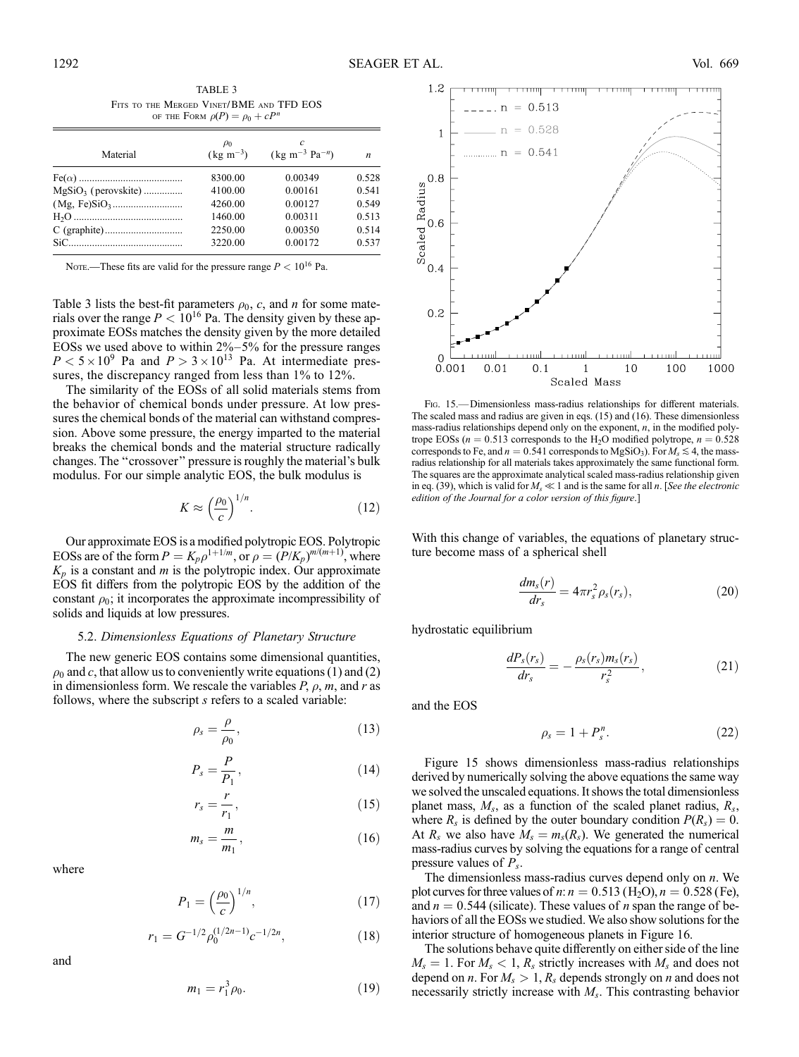TABLE 3

FITS TO THE MERGED VINET/BME AND TFD EOS OF THE FORM $\rho(P) = \rho_0 + cP^n$

| Material | $\rho_0$ (kg m$^{-3}$) | $c$ (kg m$^{-3}$ Pa$^{-n}$) | $n$ |
|---|---|---|---|
| Fe($\alpha$) | 8300.00 | 0.00349 | 0.528 |
| $MgSiO_3$ (perovskite) | 4100.00 | 0.00161 | 0.541 |
| (Mg, Fe)$SiO_3$ | 4260.00 | 0.00127 | 0.549 |
| $H_2O$ | 1460.00 | 0.00311 | 0.513 |
| C (graphite) | 2250.00 | 0.00350 | 0.514 |
| SiC | 3220.00 | 0.00172 | 0.537 |

NOTE.—These fits are valid for the pressure range $P < 10^{16}$ Pa.

Table 3 lists the best-fit parameters $\rho_0$, $c$, and $n$ for some materials over the range $P < 10^{16}$ Pa. The density given by these approximate EOSs matches the density given by the more detailed EOSs we used above to within 2%–5% for the pressure ranges $P < 5 \times 10^9$ Pa and $P > 3 \times 10^{13}$ Pa. At intermediate pressures, the discrepancy ranged from less than 1% to 12%.

The similarity of the EOSs of all solid materials stems from the behavior of chemical bonds under pressure. At low pressures the chemical bonds of the material can withstand compression. Above some pressure, the energy imparted to the material breaks the chemical bonds and the material structure radically changes. The "crossover" pressure is roughly the material's bulk modulus. For our simple analytic EOS, the bulk modulus is

$$K \approx \left(\frac{\rho_0}{c}\right)^{1/n}. \tag{12}$$

Our approximate EOS is a modified polytropic EOS. Polytropic EOSs are of the form $P = K_p \rho^{1+1/m}$, or $\rho = (P/K_p)^{m/(m+1)}$, where $K_p$ is a constant and $m$ is the polytropic index. Our approximate EOS fit differs from the polytropic EOS by the addition of the constant $\rho_0$; it incorporates the approximate incompressibility of solids and liquids at low pressures.

### 5.2. *Dimensionless Equations of Planetary Structure*

The new generic EOS contains some dimensional quantities, $\rho_0$ and $c$, that allow us to conveniently write equations (1) and (2) in dimensionless form. We rescale the variables $P$, $\rho$, $m$, and $r$ as follows, where the subscript $s$ refers to a scaled variable:

$$\rho_s = \frac{\rho}{\rho_0}, \tag{13}$$

$$P_s = \frac{P}{P_1}, \tag{14}$$

$$r_s = \frac{r}{r_1}, \tag{15}$$

$$m_s = \frac{m}{m_1}, \tag{16}$$

where

$$P_1 = \left(\frac{\rho_0}{c}\right)^{1/n}, \tag{17}$$

$$r_1 = G^{-1/2} \rho_0^{(1/2n-1)} c^{-1/2n}, \tag{18}$$

and

$$m_1 = r_1^3 \rho_0. \tag{19}$$

FIG. 15.—Dimensionless mass-radius relationships for different materials. The scaled mass and radius are given in eqs. (15) and (16). These dimensionless mass-radius relationships depend only on the exponent, $n$, in the modified polytrope EOSs ($n = 0.513$ corresponds to the $H_2O$ modified polytrope, $n = 0.528$ corresponds to Fe, and $n = 0.541$ corresponds to $MgSiO_3$). For $M_s \lesssim 4$, the mass-radius relationship for all materials takes approximately the same functional form. The squares are the approximate analytical scaled mass-radius relationship given in eq. (39), which is valid for $M_s \ll 1$ and is the same for all $n$. [*See the electronic edition of the Journal for a color version of this figure.*]

With this change of variables, the equations of planetary structure become mass of a spherical shell

$$\frac{dm_s(r)}{dr_s} = 4\pi r_s^2 \rho_s(r_s), \tag{20}$$

hydrostatic equilibrium

$$\frac{dP_s(r_s)}{dr_s} = -\frac{\rho_s(r_s) m_s(r_s)}{r_s^2}, \tag{21}$$

and the EOS

$$\rho_s = 1 + P_s^n. \tag{22}$$

Figure 15 shows dimensionless mass-radius relationships derived by numerically solving the above equations the same way we solved the unscaled equations. It shows the total dimensionless planet mass, $M_s$, as a function of the scaled planet radius, $R_s$, where $R_s$ is defined by the outer boundary condition $P(R_s) = 0$. At $R_s$ we also have $M_s = m_s(R_s)$. We generated the numerical mass-radius curves by solving the equations for a range of central pressure values of $P_s$.

The dimensionless mass-radius curves depend only on $n$. We plot curves for three values of $n$: $n = 0.513$ ($H_2O$), $n = 0.528$ (Fe), and $n = 0.544$ (silicate). These values of $n$ span the range of behaviors of all the EOSs we studied. We also show solutions for the interior structure of homogeneous planets in Figure 16.

The solutions behave quite differently on either side of the line $M_s = 1$. For $M_s < 1$, $R_s$ strictly increases with $M_s$ and does not depend on $n$. For $M_s > 1$, $R_s$ depends strongly on $n$ and does not necessarily strictly increase with $M_s$. This contrasting behavior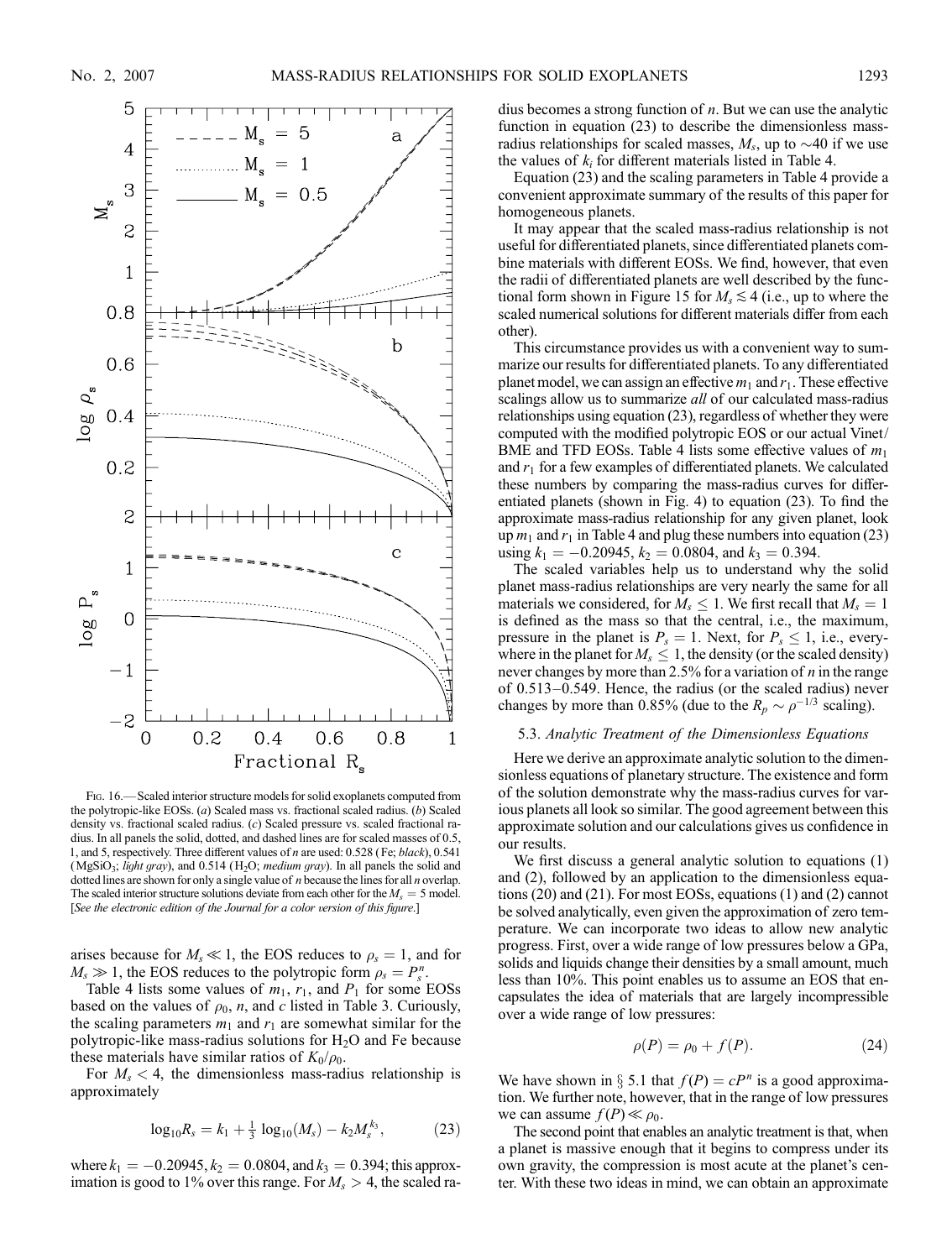FIG. 16.— Scaled interior structure models for solid exoplanets computed from the polytropic-like EOSs. (*a*) Scaled mass vs. fractional scaled radius. (*b*) Scaled density vs. fractional scaled radius. (*c*) Scaled pressure vs. scaled fractional radius. In all panels the solid, dotted, and dashed lines are for scaled masses of 0.5, 1, and 5, respectively. Three different values of $n$ are used: 0.528 (Fe; *black*), 0.541 ($MgSiO_3$; *light gray*), and 0.514 ($H_2O$; *medium gray*). In all panels the solid and dotted lines are shown for only a single value of $n$ because the lines for all $n$ overlap. The scaled interior structure solutions deviate from each other for the $M_s = 5$ model. [*See the electronic edition of the Journal for a color version of this figure.*]

arises because for $M_s \ll 1$, the EOS reduces to $\rho_s = 1$, and for $M_s \gg 1$, the EOS reduces to the polytropic form $\rho_s = P_s^n$.

Table 4 lists some values of $m_1$, $r_1$, and $P_1$ for some EOSs based on the values of $\rho_0$, $n$, and $c$ listed in Table 3. Curiously, the scaling parameters $m_1$ and $r_1$ are somewhat similar for the polytropic-like mass-radius solutions for $H_2O$ and Fe because these materials have similar ratios of $K_0/\rho_0$.

For $M_s < 4$, the dimensionless mass-radius relationship is approximately

$$\log_{10} R_s = k_1 + \tfrac{1}{3} \log_{10}(M_s) - k_2 M_s^{k_3}, \tag{23}$$

where $k_1 = -0.20945$, $k_2 = 0.0804$, and $k_3 = 0.394$; this approximation is good to 1% over this range. For $M_s > 4$, the scaled radius becomes a strong function of $n$. But we can use the analytic function in equation (23) to describe the dimensionless mass-radius relationships for scaled masses, $M_s$, up to ~40 if we use the values of $k_i$ for different materials listed in Table 4.

Equation (23) and the scaling parameters in Table 4 provide a convenient approximate summary of the results of this paper for homogeneous planets.

It may appear that the scaled mass-radius relationship is not useful for differentiated planets, since differentiated planets combine materials with different EOSs. We find, however, that even the radii of differentiated planets are well described by the functional form shown in Figure 15 for $M_s \lesssim 4$ (i.e., up to where the scaled numerical solutions for different materials differ from each other).

This circumstance provides us with a convenient way to summarize our results for differentiated planets. To any differentiated planet model, we can assign an effective $m_1$ and $r_1$. These effective scalings allow us to summarize *all* of our calculated mass-radius relationships using equation (23), regardless of whether they were computed with the modified polytropic EOS or our actual Vinet/BME and TFD EOSs. Table 4 lists some effective values of $m_1$ and $r_1$ for a few examples of differentiated planets. We calculated these numbers by comparing the mass-radius curves for differentiated planets (shown in Fig. 4) to equation (23). To find the approximate mass-radius relationship for any given planet, look up $m_1$ and $r_1$ in Table 4 and plug these numbers into equation (23) using $k_1 = -0.20945$, $k_2 = 0.0804$, and $k_3 = 0.394$.

The scaled variables help us to understand why the solid planet mass-radius relationships are very nearly the same for all materials we considered, for $M_s \leq 1$. We first recall that $M_s = 1$ is defined as the mass so that the central, i.e., the maximum, pressure in the planet is $P_s = 1$. Next, for $P_s \leq 1$, i.e., everywhere in the planet for $M_s \leq 1$, the density (or the scaled density) never changes by more than 2.5% for a variation of $n$ in the range of 0.513–0.549. Hence, the radius (or the scaled radius) never changes by more than 0.85% (due to the $R_p \sim \rho^{-1/3}$ scaling).

### 5.3. *Analytic Treatment of the Dimensionless Equations*

Here we derive an approximate analytic solution to the dimensionless equations of planetary structure. The existence and form of the solution demonstrate why the mass-radius curves for various planets all look so similar. The good agreement between this approximate solution and our calculations gives us confidence in our results.

We first discuss a general analytic solution to equations (1) and (2), followed by an application to the dimensionless equations (20) and (21). For most EOSs, equations (1) and (2) cannot be solved analytically, even given the approximation of zero temperature. We can incorporate two ideas to allow new analytic progress. First, over a wide range of low pressures below a GPa, solids and liquids change their densities by a small amount, much less than 10%. This point enables us to assume an EOS that encapsulates the idea of materials that are largely incompressible over a wide range of low pressures:

$$\rho(P) = \rho_0 + f(P). \tag{24}$$

We have shown in § 5.1 that $f(P) = cP^n$ is a good approximation. We further note, however, that in the range of low pressures we can assume $f(P) \ll \rho_0$.

The second point that enables an analytic treatment is that, when a planet is massive enough that it begins to compress under its own gravity, the compression is most acute at the planet's center. With these two ideas in mind, we can obtain an approximate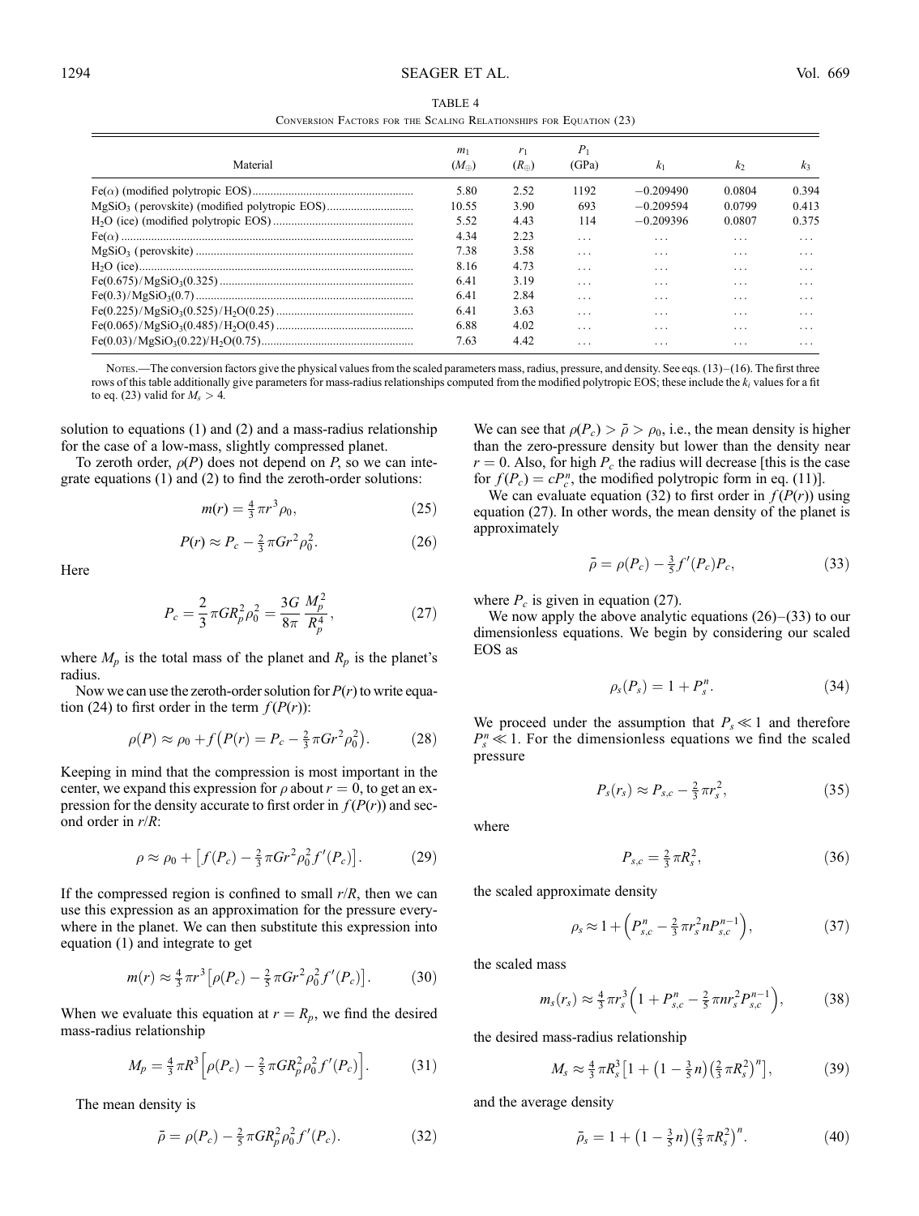TABLE 4

Conversion Factors for the Scaling Relationships for Equation (23)

| Material | $m_1$ ($M_\oplus$) | $r_1$ ($R_\oplus$) | $P_1$ (GPa) | $k_1$ | $k_2$ | $k_3$ |
|---|---|---|---|---|---|---|
| Fe($\alpha$) (modified polytropic EOS) | 5.80 | 2.52 | 1192 | −0.209490 | 0.0804 | 0.394 |
| $MgSiO_3$ (perovskite) (modified polytropic EOS) | 10.55 | 3.90 | 693 | −0.209594 | 0.0799 | 0.413 |
| $H_2O$ (ice) (modified polytropic EOS) | 5.52 | 4.43 | 114 | −0.209396 | 0.0807 | 0.375 |
| Fe($\alpha$) | 4.34 | 2.23 | ... | ... | ... | ... |
| $MgSiO_3$ (perovskite) | 7.38 | 3.58 | ... | ... | ... | ... |
| $H_2O$ (ice) | 8.16 | 4.73 | ... | ... | ... | ... |
| Fe(0.675)/$MgSiO_3$(0.325) | 6.41 | 3.19 | ... | ... | ... | ... |
| Fe(0.3)/$MgSiO_3$(0.7) | 6.41 | 2.84 | ... | ... | ... | ... |
| Fe(0.225)/$MgSiO_3$(0.525)/$H_2O$(0.25) | 6.41 | 3.63 | ... | ... | ... | ... |
| Fe(0.065)/$MgSiO_3$(0.485)/$H_2O$(0.45) | 6.88 | 4.02 | ... | ... | ... | ... |
| Fe(0.03)/$MgSiO_3$(0.22)/$H_2O$(0.75) | 7.63 | 4.42 | ... | ... | ... | ... |

Notes.—The conversion factors give the physical values from the scaled parameters mass, radius, pressure, and density. See eqs. (13)–(16). The first three rows of this table additionally give parameters for mass-radius relationships computed from the modified polytropic EOS; these include the $k_i$ values for a fit to eq. (23) valid for $M_s > 4$.

solution to equations (1) and (2) and a mass-radius relationship for the case of a low-mass, slightly compressed planet.

To zeroth order, $\rho(P)$ does not depend on $P$, so we can integrate equations (1) and (2) to find the zeroth-order solutions:

$$m(r) = \tfrac{4}{3}\pi r^3 \rho_0, \tag{25}$$

$$P(r) \approx P_c - \tfrac{2}{3}\pi G r^2 \rho_0^2. \tag{26}$$

Here

$$P_c = \frac{2}{3}\pi G R_p^2 \rho_0^2 = \frac{3G}{8\pi}\frac{M_p^2}{R_p^4}, \tag{27}$$

where $M_p$ is the total mass of the planet and $R_p$ is the planet's radius.

Now we can use the zeroth-order solution for $P(r)$ to write equation (24) to first order in the term $f(P(r))$:

$$\rho(P) \approx \rho_0 + f\left(P(r) = P_c - \tfrac{2}{3}\pi G r^2 \rho_0^2\right). \tag{28}$$

Keeping in mind that the compression is most important in the center, we expand this expression for $\rho$ about $r = 0$, to get an expression for the density accurate to first order in $f(P(r))$ and second order in $r/R$:

$$\rho \approx \rho_0 + \left[f(P_c) - \tfrac{2}{3}\pi G r^2 \rho_0^2 f'(P_c)\right]. \tag{29}$$

If the compressed region is confined to small $r/R$, then we can use this expression as an approximation for the pressure everywhere in the planet. We can then substitute this expression into equation (1) and integrate to get

$$m(r) \approx \tfrac{4}{3}\pi r^3\left[\rho(P_c) - \tfrac{2}{5}\pi G r^2 \rho_0^2 f'(P_c)\right]. \tag{30}$$

When we evaluate this equation at $r = R_p$, we find the desired mass-radius relationship

$$M_p = \tfrac{4}{3}\pi R^3\left[\rho(P_c) - \tfrac{2}{5}\pi G R_p^2 \rho_0^2 f'(P_c)\right]. \tag{31}$$

The mean density is

$$\bar{\rho} = \rho(P_c) - \tfrac{2}{5}\pi G R_p^2 \rho_0^2 f'(P_c). \tag{32}$$

We can see that $\rho(P_c) > \bar{\rho} > \rho_0$, i.e., the mean density is higher than the zero-pressure density but lower than the density near $r = 0$. Also, for high $P_c$ the radius will decrease [this is the case for $f(P_c) = cP_c^n$, the modified polytropic form in eq. (11)].

We can evaluate equation (32) to first order in $f(P(r))$ using equation (27). In other words, the mean density of the planet is approximately

$$\bar{\rho} = \rho(P_c) - \tfrac{3}{5}f'(P_c)P_c, \tag{33}$$

where $P_c$ is given in equation (27).

We now apply the above analytic equations (26)–(33) to our dimensionless equations. We begin by considering our scaled EOS as

$$\rho_s(P_s) = 1 + P_s^n. \tag{34}$$

We proceed under the assumption that $P_s \ll 1$ and therefore $P_s^n \ll 1$. For the dimensionless equations we find the scaled pressure

$$P_s(r_s) \approx P_{s,c} - \tfrac{2}{3}\pi r_s^2, \tag{35}$$

where

$$P_{s,c} = \tfrac{2}{3}\pi R_s^2, \tag{36}$$

the scaled approximate density

$$\rho_s \approx 1 + \left(P_{s,c}^n - \tfrac{2}{3}\pi r_s^2 n P_{s,c}^{n-1}\right), \tag{37}$$

the scaled mass

$$m_s(r_s) \approx \tfrac{4}{3}\pi r_s^3\left(1 + P_{s,c}^n - \tfrac{2}{5}\pi n r_s^2 P_{s,c}^{n-1}\right), \tag{38}$$

the desired mass-radius relationship

$$M_s \approx \tfrac{4}{3}\pi R_s^3\left[1 + \left(1 - \tfrac{3}{5}n\right)\left(\tfrac{2}{3}\pi R_s^2\right)^n\right], \tag{39}$$

and the average density

$$\bar{\rho}_s = 1 + \left(1 - \tfrac{3}{5}n\right)\left(\tfrac{2}{3}\pi R_s^2\right)^n. \tag{40}$$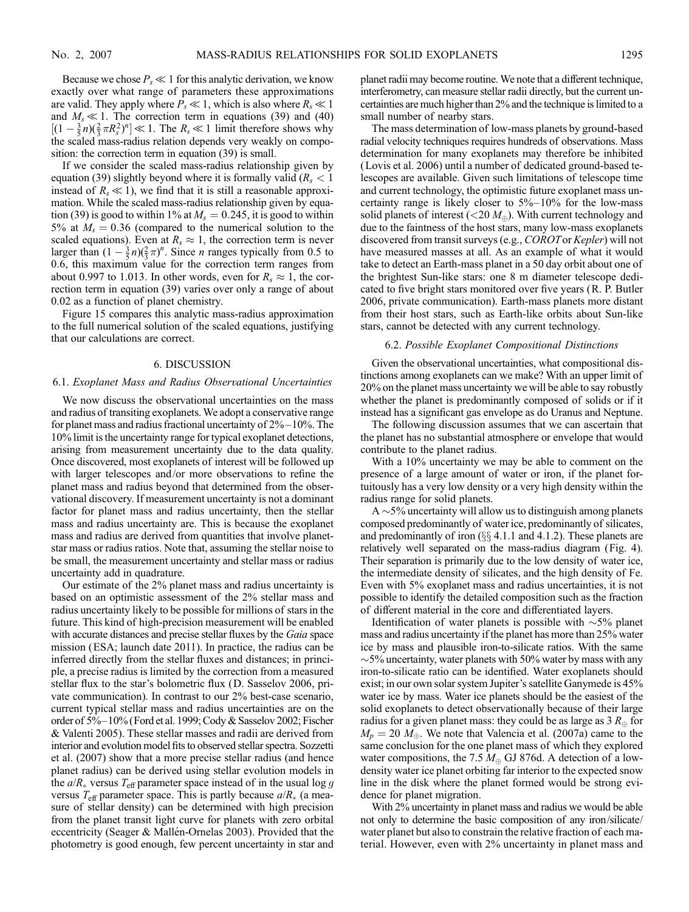Because we chose $P_s \ll 1$ for this analytic derivation, we know exactly over what range of parameters these approximations are valid. They apply where $P_s \ll 1$, which is also where $R_s \ll 1$ and $M_s \ll 1$. The correction term in equations (39) and (40) $[(1 - \frac{3}{5}n)(\frac{2}{3}\pi R_s^2)^n] \ll 1$. The $R_s \ll 1$ limit therefore shows why the scaled mass-radius relation depends very weakly on composition: the correction term in equation (39) is small.

If we consider the scaled mass-radius relationship given by equation (39) slightly beyond where it is formally valid ($R_s < 1$ instead of $R_s \ll 1$), we find that it is still a reasonable approximation. While the scaled mass-radius relationship given by equation (39) is good to within 1% at $M_s = 0.245$, it is good to within 5% at $M_s = 0.36$ (compared to the numerical solution to the scaled equations). Even at $R_s \approx 1$, the correction term is never larger than $(1 - \frac{3}{5}n)(\frac{2}{3}\pi)^n$. Since $n$ ranges typically from 0.5 to 0.6, this maximum value for the correction term ranges from about 0.997 to 1.013. In other words, even for $R_s \approx 1$, the correction term in equation (39) varies over only a range of about 0.02 as a function of planet chemistry.

Figure 15 compares this analytic mass-radius approximation to the full numerical solution of the scaled equations, justifying that our calculations are correct.

## 6. DISCUSSION

### 6.1. *Exoplanet Mass and Radius Observational Uncertainties*

We now discuss the observational uncertainties on the mass and radius of transiting exoplanets. We adopt a conservative range for planet mass and radius fractional uncertainty of 2%–10%. The 10% limit is the uncertainty range for typical exoplanet detections, arising from measurement uncertainty due to the data quality. Once discovered, most exoplanets of interest will be followed up with larger telescopes and/or more observations to refine the planet mass and radius beyond that determined from the observational discovery. If measurement uncertainty is not a dominant factor for planet mass and radius uncertainty, then the stellar mass and radius uncertainty are. This is because the exoplanet mass and radius are derived from quantities that involve planet-star mass or radius ratios. Note that, assuming the stellar noise to be small, the measurement uncertainty and stellar mass or radius uncertainty add in quadrature.

Our estimate of the 2% planet mass and radius uncertainty is based on an optimistic assessment of the 2% stellar mass and radius uncertainty likely to be possible for millions of stars in the future. This kind of high-precision measurement will be enabled with accurate distances and precise stellar fluxes by the *Gaia* space mission (ESA; launch date 2011). In practice, the radius can be inferred directly from the stellar fluxes and distances; in principle, a precise radius is limited by the correction from a measured stellar flux to the star's bolometric flux (D. Sasselov 2006, private communication). In contrast to our 2% best-case scenario, current typical stellar mass and radius uncertainties are on the order of 5%–10% (Ford et al. 1999; Cody & Sasselov 2002; Fischer & Valenti 2005). These stellar masses and radii are derived from interior and evolution model fits to observed stellar spectra. Sozzetti et al. (2007) show that a more precise stellar radius (and hence planet radius) can be derived using stellar evolution models in the $a/R_*$ versus $T_{\rm eff}$ parameter space instead of in the usual log $g$ versus $T_{\rm eff}$ parameter space. This is partly because $a/R_*$ (a measure of stellar density) can be determined with high precision from the planet transit light curve for planets with zero orbital eccentricity (Seager & Mallén-Ornelas 2003). Provided that the photometry is good enough, few percent uncertainty in star and planet radii may become routine. We note that a different technique, interferometry, can measure stellar radii directly, but the current uncertainties are much higher than 2% and the technique is limited to a small number of nearby stars.

The mass determination of low-mass planets by ground-based radial velocity techniques requires hundreds of observations. Mass determination for many exoplanets may therefore be inhibited (Lovis et al. 2006) until a number of dedicated ground-based telescopes are available. Given such limitations of telescope time and current technology, the optimistic future exoplanet mass uncertainty range is likely closer to 5%–10% for the low-mass solid planets of interest ($<20\ M_\oplus$). With current technology and due to the faintness of the host stars, many low-mass exoplanets discovered from transit surveys (e.g., *COROT* or *Kepler*) will not have measured masses at all. As an example of what it would take to detect an Earth-mass planet in a 50 day orbit about one of the brightest Sun-like stars: one 8 m diameter telescope dedicated to five bright stars monitored over five years (R. P. Butler 2006, private communication). Earth-mass planets more distant from their host stars, such as Earth-like orbits about Sun-like stars, cannot be detected with any current technology.

### 6.2. *Possible Exoplanet Compositional Distinctions*

Given the observational uncertainties, what compositional distinctions among exoplanets can we make? With an upper limit of 20% on the planet mass uncertainty we will be able to say robustly whether the planet is predominantly composed of solids or if it instead has a significant gas envelope as do Uranus and Neptune.

The following discussion assumes that we can ascertain that the planet has no substantial atmosphere or envelope that would contribute to the planet radius.

With a 10% uncertainty we may be able to comment on the presence of a large amount of water or iron, if the planet fortuitously has a very low density or a very high density within the radius range for solid planets.

A ~5% uncertainty will allow us to distinguish among planets composed predominantly of water ice, predominantly of silicates, and predominantly of iron (§§ 4.1.1 and 4.1.2). These planets are relatively well separated on the mass-radius diagram (Fig. 4). Their separation is primarily due to the low density of water ice, the intermediate density of silicates, and the high density of Fe. Even with 5% exoplanet mass and radius uncertainties, it is not possible to identify the detailed composition such as the fraction of different material in the core and differentiated layers.

Identification of water planets is possible with ~5% planet mass and radius uncertainty if the planet has more than 25% water ice by mass and plausible iron-to-silicate ratios. With the same ~5% uncertainty, water planets with 50% water by mass with any iron-to-silicate ratio can be identified. Water exoplanets should exist; in our own solar system Jupiter's satellite Ganymede is 45% water ice by mass. Water ice planets should be the easiest of the solid exoplanets to detect observationally because of their large radius for a given planet mass: they could be as large as 3 $R_\oplus$ for $M_p = 20\ M_\oplus$. We note that Valencia et al. (2007a) came to the same conclusion for the one planet mass of which they explored water compositions, the 7.5 $M_\oplus$ GJ 876d. A detection of a low-density water ice planet orbiting far interior to the expected snow line in the disk where the planet formed would be strong evidence for planet migration.

With 2% uncertainty in planet mass and radius we would be able not only to determine the basic composition of any iron/silicate/water planet but also to constrain the relative fraction of each material. However, even with 2% uncertainty in planet mass and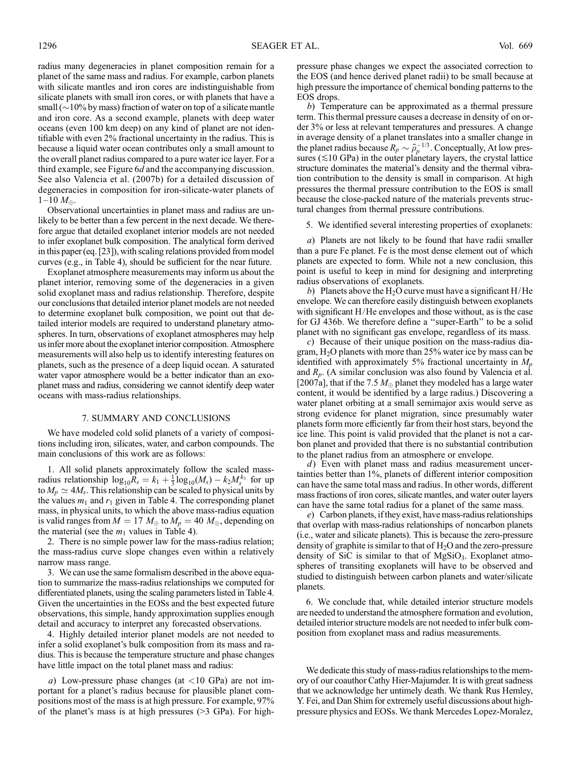radius many degeneracies in planet composition remain for a planet of the same mass and radius. For example, carbon planets with silicate mantles and iron cores are indistinguishable from silicate planets with small iron cores, or with planets that have a small (~10% by mass) fraction of water on top of a silicate mantle and iron core. As a second example, planets with deep water oceans (even 100 km deep) on any kind of planet are not identifiable with even 2% fractional uncertainty in the radius. This is because a liquid water ocean contributes only a small amount to the overall planet radius compared to a pure water ice layer. For a third example, see Figure 6*d* and the accompanying discussion. See also Valencia et al. (2007b) for a detailed discussion of degeneracies in composition for iron-silicate-water planets of 1–10 $M_\oplus$.

Observational uncertainties in planet mass and radius are unlikely to be better than a few percent in the next decade. We therefore argue that detailed exoplanet interior models are not needed to infer exoplanet bulk composition. The analytical form derived in this paper (eq. [23]), with scaling relations provided from model curves (e.g., in Table 4), should be sufficient for the near future.

Exoplanet atmosphere measurements may inform us about the planet interior, removing some of the degeneracies in a given solid exoplanet mass and radius relationship. Therefore, despite our conclusions that detailed interior planet models are not needed to determine exoplanet bulk composition, we point out that detailed interior models are required to understand planetary atmospheres. In turn, observations of exoplanet atmospheres may help us infer more about the exoplanet interior composition. Atmosphere measurements will also help us to identify interesting features on planets, such as the presence of a deep liquid ocean. A saturated water vapor atmosphere would be a better indicator than an exoplanet mass and radius, considering we cannot identify deep water oceans with mass-radius relationships.

## 7. SUMMARY AND CONCLUSIONS

We have modeled cold solid planets of a variety of compositions including iron, silicates, water, and carbon compounds. The main conclusions of this work are as follows:

1. All solid planets approximately follow the scaled mass-radius relationship $\log_{10} R_s = k_1 + \frac{1}{3}\log_{10}(M_s) - k_2 M_s^{k_3}$ for up to $M_p \simeq 4M_s$. This relationship can be scaled to physical units by the values $m_1$ and $r_1$ given in Table 4. The corresponding planet mass, in physical units, to which the above mass-radius equation is valid ranges from $M = 17\ M_\oplus$ to $M_p = 40\ M_\oplus$, depending on the material (see the $m_1$ values in Table 4).

2. There is no simple power law for the mass-radius relation; the mass-radius curve slope changes even within a relatively narrow mass range.

3. We can use the same formalism described in the above equation to summarize the mass-radius relationships we computed for differentiated planets, using the scaling parameters listed in Table 4. Given the uncertainties in the EOSs and the best expected future observations, this simple, handy approximation supplies enough detail and accuracy to interpret any forecasted observations.

4. Highly detailed interior planet models are not needed to infer a solid exoplanet's bulk composition from its mass and radius. This is because the temperature structure and phase changes have little impact on the total planet mass and radius:

*a*) Low-pressure phase changes (at <10 GPa) are not important for a planet's radius because for plausible planet compositions most of the mass is at high pressure. For example, 97% of the planet's mass is at high pressures (>3 GPa). For high-pressure phase changes we expect the associated correction to the EOS (and hence derived planet radii) to be small because at high pressure the importance of chemical bonding patterns to the EOS drops.

*b*) Temperature can be approximated as a thermal pressure term. This thermal pressure causes a decrease in density of on order 3% or less at relevant temperatures and pressures. A change in average density of a planet translates into a smaller change in the planet radius because $R_p \sim \bar{\rho}_p^{-1/3}$. Conceptually, At low pressures ($\lesssim$10 GPa) in the outer planetary layers, the crystal lattice structure dominates the material's density and the thermal vibration contribution to the density is small in comparison. At high pressures the thermal pressure contribution to the EOS is small because the close-packed nature of the materials prevents structural changes from thermal pressure contributions.

5. We identified several interesting properties of exoplanets:

*a*) Planets are not likely to be found that have radii smaller than a pure Fe planet. Fe is the most dense element out of which planets are expected to form. While not a new conclusion, this point is useful to keep in mind for designing and interpreting radius observations of exoplanets.

*b*) Planets above the $H_2O$ curve must have a significant H/He envelope. We can therefore easily distinguish between exoplanets with significant H/He envelopes and those without, as is the case for GJ 436b. We therefore define a "super-Earth" to be a solid planet with no significant gas envelope, regardless of its mass.

*c*) Because of their unique position on the mass-radius diagram, $H_2O$ planets with more than 25% water ice by mass can be identified with approximately 5% fractional uncertainty in $M_p$ and $R_p$. (A similar conclusion was also found by Valencia et al. [2007a], that if the 7.5 $M_\oplus$ planet they modeled has a large water content, it would be identified by a large radius.) Discovering a water planet orbiting at a small semimajor axis would serve as strong evidence for planet migration, since presumably water planets form more efficiently far from their host stars, beyond the ice line. This point is valid provided that the planet is not a carbon planet and provided that there is no substantial contribution to the planet radius from an atmosphere or envelope.

*d*) Even with planet mass and radius measurement uncertainties better than 1%, planets of different interior composition can have the same total mass and radius. In other words, different mass fractions of iron cores, silicate mantles, and water outer layers can have the same total radius for a planet of the same mass.

*e*) Carbon planets, if they exist, have mass-radius relationships that overlap with mass-radius relationships of noncarbon planets (i.e., water and silicate planets). This is because the zero-pressure density of graphite is similar to that of $H_2O$ and the zero-pressure density of SiC is similar to that of $MgSiO_3$. Exoplanet atmospheres of transiting exoplanets will have to be observed and studied to distinguish between carbon planets and water/silicate planets.

6. We conclude that, while detailed interior structure models are needed to understand the atmosphere formation and evolution, detailed interior structure models are not needed to infer bulk composition from exoplanet mass and radius measurements.

We dedicate this study of mass-radius relationships to the memory of our coauthor Cathy Hier-Majumder. It is with great sadness that we acknowledge her untimely death. We thank Rus Hemley, Y. Fei, and Dan Shim for extremely useful discussions about high-pressure physics and EOSs. We thank Mercedes Lopez-Moralez,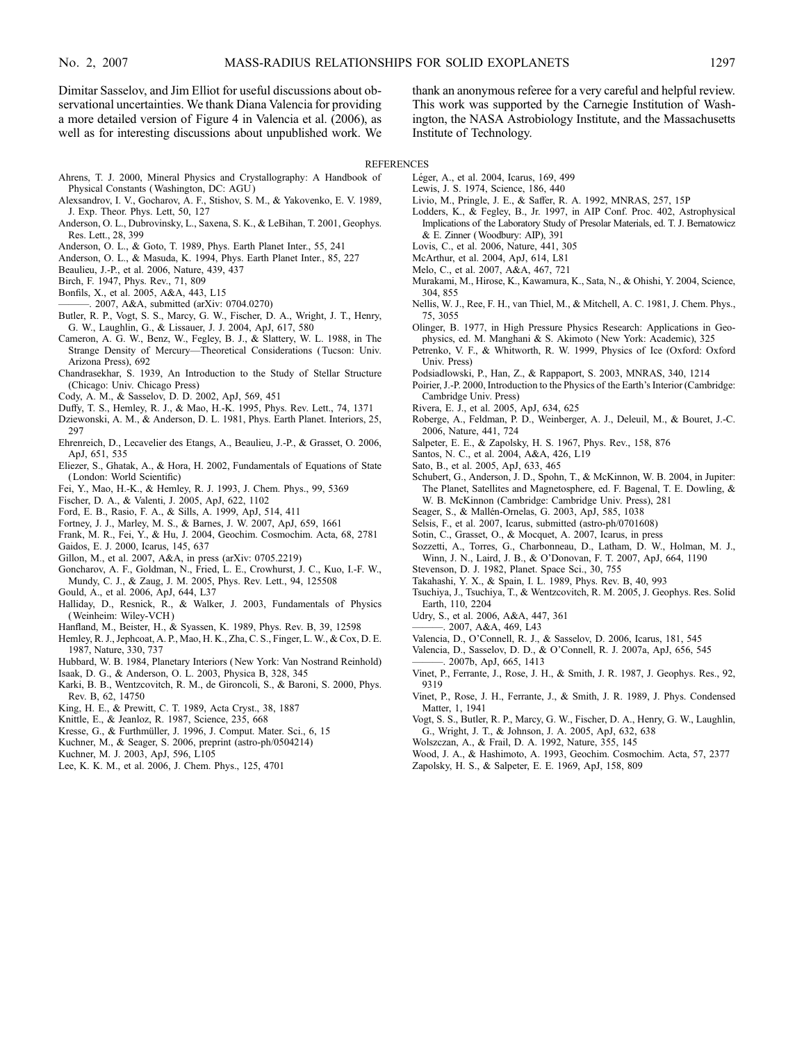Dimitar Sasselov, and Jim Elliot for useful discussions about observational uncertainties. We thank Diana Valencia for providing a more detailed version of Figure 4 in Valencia et al. (2006), as well as for interesting discussions about unpublished work. We thank an anonymous referee for a very careful and helpful review. This work was supported by the Carnegie Institution of Washington, the NASA Astrobiology Institute, and the Massachusetts Institute of Technology.

## REFERENCES

Ahrens, T. J. 2000, Mineral Physics and Crystallography: A Handbook of Physical Constants (Washington, DC: AGU)

Alexsandrov, I. V., Gocharov, A. F., Stishov, S. M., & Yakovenko, E. V. 1989, J. Exp. Theor. Phys. Lett, 50, 127

Anderson, O. L., Dubrovinsky, L., Saxena, S. K., & LeBihan, T. 2001, Geophys. Res. Lett., 28, 399

Anderson, O. L., & Goto, T. 1989, Phys. Earth Planet Inter., 55, 241

Anderson, O. L., & Masuda, K. 1994, Phys. Earth Planet Inter., 85, 227

Beaulieu, J.-P., et al. 2006, Nature, 439, 437

Birch, F. 1947, Phys. Rev., 71, 809

Bonfils, X., et al. 2005, A&A, 443, L15

———. 2007, A&A, submitted (arXiv: 0704.0270)

Butler, R. P., Vogt, S. S., Marcy, G. W., Fischer, D. A., Wright, J. T., Henry, G. W., Laughlin, G., & Lissauer, J. J. 2004, ApJ, 617, 580

Cameron, A. G. W., Benz, W., Fegley, B., & Slattery, W. L. 1988, in The Strange Density of Mercury—Theoretical Considerations (Tucson: Univ. Arizona Press), 692

Chandrasekhar, S. 1939, An Introduction to the Study of Stellar Structure (Chicago: Univ. Chicago Press)

Cody, A. M., & Sasselov, D. D. 2002, ApJ, 569, 451

Duffy, T. S., Hemley, R. J., & Mao, H.-K. 1995, Phys. Rev. Lett., 74, 1371

Dziewonski, A. M., & Anderson, D. L. 1981, Phys. Earth Planet. Interiors, 25, 297

Ehrenreich, D., Lecavelier des Etangs, A., Beaulieu, J.-P., & Grasset, O. 2006, ApJ, 651, 535

Eliezer, S., Ghatak, A., & Hora, H. 2002, Fundamentals of Equations of State (London: World Scientific)

Fei, Y., Mao, H.-K., & Hemley, R. J. 1993, J. Chem. Phys., 99, 5369

Fischer, D. A., & Valenti, J. 2005, ApJ, 622, 1102

Ford, E. B., Rasio, F. A., & Sills, A. 1999, ApJ, 514, 411

Fortney, J. J., Marley, M. S., & Barnes, J. W. 2007, ApJ, 659, 1661

Frank, M. R., Fei, Y., & Hu, J. 2004, Geochim. Cosmochim. Acta, 68, 2781

Gaidos, E. J. 2000, Icarus, 145, 637

Gillon, M., et al. 2007, A&A, in press (arXiv: 0705.2219)

Goncharov, A. F., Goldman, N., Fried, L. E., Crowhurst, J. C., Kuo, I.-F. W., Mundy, C. J., & Zaug, J. M. 2005, Phys. Rev. Lett., 94, 125508

Gould, A., et al. 2006, ApJ, 644, L37

Halliday, D., Resnick, R., & Walker, J. 2003, Fundamentals of Physics (Weinheim: Wiley-VCH)

Hanfland, M., Beister, H., & Syassen, K. 1989, Phys. Rev. B, 39, 12598

Hemley, R. J., Jephcoat, A. P., Mao, H. K., Zha, C. S., Finger, L. W., & Cox, D. E. 1987, Nature, 330, 737

Hubbard, W. B. 1984, Planetary Interiors (New York: Van Nostrand Reinhold)

Isaak, D. G., & Anderson, O. L. 2003, Physica B, 328, 345

Karki, B. B., Wentzcovitch, R. M., de Gironcoli, S., & Baroni, S. 2000, Phys. Rev. B, 62, 14750

King, H. E., & Prewitt, C. T. 1989, Acta Cryst., 38, 1887

Knittle, E., & Jeanloz, R. 1987, Science, 235, 668

Kresse, G., & Furthmüller, J. 1996, J. Comput. Mater. Sci., 6, 15

Kuchner, M., & Seager, S. 2006, preprint (astro-ph/0504214)

Kuchner, M. J. 2003, ApJ, 596, L105

Lee, K. K. M., et al. 2006, J. Chem. Phys., 125, 4701

Léger, A., et al. 2004, Icarus, 169, 499

Lewis, J. S. 1974, Science, 186, 440

Livio, M., Pringle, J. E., & Saffer, R. A. 1992, MNRAS, 257, 15P

Lodders, K., & Fegley, B., Jr. 1997, in AIP Conf. Proc. 402, Astrophysical Implications of the Laboratory Study of Presolar Materials, ed. T. J. Bernatowicz & E. Zinner (Woodbury: AIP), 391

Lovis, C., et al. 2006, Nature, 441, 305

McArthur, et al. 2004, ApJ, 614, L81

Melo, C., et al. 2007, A&A, 467, 721

Murakami, M., Hirose, K., Kawamura, K., Sata, N., & Ohishi, Y. 2004, Science, 304, 855

Nellis, W. J., Ree, F. H., van Thiel, M., & Mitchell, A. C. 1981, J. Chem. Phys., 75, 3055

Olinger, B. 1977, in High Pressure Physics Research: Applications in Geophysics, ed. M. Manghani & S. Akimoto (New York: Academic), 325

Petrenko, V. F., & Whitworth, R. W. 1999, Physics of Ice (Oxford: Oxford Univ. Press)

Podsiadlowski, P., Han, Z., & Rappaport, S. 2003, MNRAS, 340, 1214

Poirier, J.-P. 2000, Introduction to the Physics of the Earth's Interior (Cambridge: Cambridge Univ. Press)

Rivera, E. J., et al. 2005, ApJ, 634, 625

Roberge, A., Feldman, P. D., Weinberger, A. J., Deleuil, M., & Bouret, J.-C. 2006, Nature, 441, 724

Salpeter, E. E., & Zapolsky, H. S. 1967, Phys. Rev., 158, 876

Santos, N. C., et al. 2004, A&A, 426, L19

Sato, B., et al. 2005, ApJ, 633, 465

Schubert, G., Anderson, J. D., Spohn, T., & McKinnon, W. B. 2004, in Jupiter: The Planet, Satellites and Magnetosphere, ed. F. Bagenal, T. E. Dowling, & W. B. McKinnon (Cambridge: Cambridge Univ. Press), 281

Seager, S., & Mallén-Ornelas, G. 2003, ApJ, 585, 1038

Selsis, F., et al. 2007, Icarus, submitted (astro-ph/0701608)

Sotin, C., Grasset, O., & Mocquet, A. 2007, Icarus, in press

Sozzetti, A., Torres, G., Charbonneau, D., Latham, D. W., Holman, M. J., Winn, J. N., Laird, J. B., & O'Donovan, F. T. 2007, ApJ, 664, 1190

Stevenson, D. J. 1982, Planet. Space Sci., 30, 755

Takahashi, Y. X., & Spain, I. L. 1989, Phys. Rev. B, 40, 993

Tsuchiya, J., Tsuchiya, T., & Wentzcovitch, R. M. 2005, J. Geophys. Res. Solid Earth, 110, 2204

Udry, S., et al. 2006, A&A, 447, 361

———. 2007, A&A, 469, L43

Valencia, D., O'Connell, R. J., & Sasselov, D. 2006, Icarus, 181, 545

Valencia, D., Sasselov, D. D., & O'Connell, R. J. 2007a, ApJ, 656, 545

———. 2007b, ApJ, 665, 1413

Vinet, P., Ferrante, J., Rose, J. H., & Smith, J. R. 1987, J. Geophys. Res., 92, 9319

Vinet, P., Rose, J. H., Ferrante, J., & Smith, J. R. 1989, J. Phys. Condensed Matter, 1, 1941

Vogt, S. S., Butler, R. P., Marcy, G. W., Fischer, D. A., Henry, G. W., Laughlin, G., Wright, J. T., & Johnson, J. A. 2005, ApJ, 632, 638

Wolszczan, A., & Frail, D. A. 1992, Nature, 355, 145

Wood, J. A., & Hashimoto, A. 1993, Geochim. Cosmochim. Acta, 57, 2377

Zapolsky, H. S., & Salpeter, E. E. 1969, ApJ, 158, 809